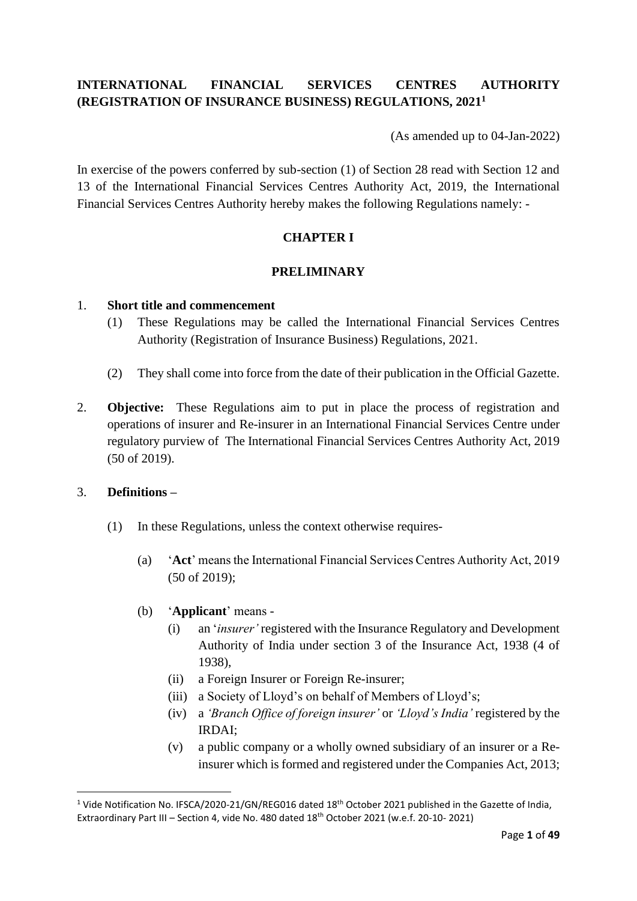# INTERNATIONAL FINANCIAL SERVICES CENTRES AUTHORITY (REGISTRATION OF INSURANCE BUSINESS) REGULATIONS, 2021[1]

(As amended up to 04-Jan-2022)

In exercise of the powers conferred by sub-section (1) of Section 28 read with Section 12 and 13 of the International Financial Services Centres Authority Act, 2019, the International Financial Services Centres Authority hereby makes the following Regulations namely: -

## CHAPTER I

## PRELIMINARY

1. **Short title and commencement**
   (1) These Regulations may be called the International Financial Services Centres Authority (Registration of Insurance Business) Regulations, 2021.

   (2) They shall come into force from the date of their publication in the Official Gazette.

2. **Objective:** These Regulations aim to put in place the process of registration and operations of insurer and Re-insurer in an International Financial Services Centre under regulatory purview of The International Financial Services Centres Authority Act, 2019 (50 of 2019).

3. **Definitions –**

   (1) In these Regulations, unless the context otherwise requires-

   (a) '**Act**' means the International Financial Services Centres Authority Act, 2019 (50 of 2019);

   (b) '**Applicant**' means -
      (i) an '*insurer'* registered with the Insurance Regulatory and Development Authority of India under section 3 of the Insurance Act, 1938 (4 of 1938),
      (ii) a Foreign Insurer or Foreign Re-insurer;
      (iii) a Society of Lloyd's on behalf of Members of Lloyd's;
      (iv) a *'Branch Office of foreign insurer'* or *'Lloyd's India'* registered by the IRDAI;
      (v) a public company or a wholly owned subsidiary of an insurer or a Re-insurer which is formed and registered under the Companies Act, 2013;

---

[1] Vide Notification No. IFSCA/2020-21/GN/REG016 dated 18th October 2021 published in the Gazette of India, Extraordinary Part III – Section 4, vide No. 480 dated 18th October 2021 (w.e.f. 20-10- 2021)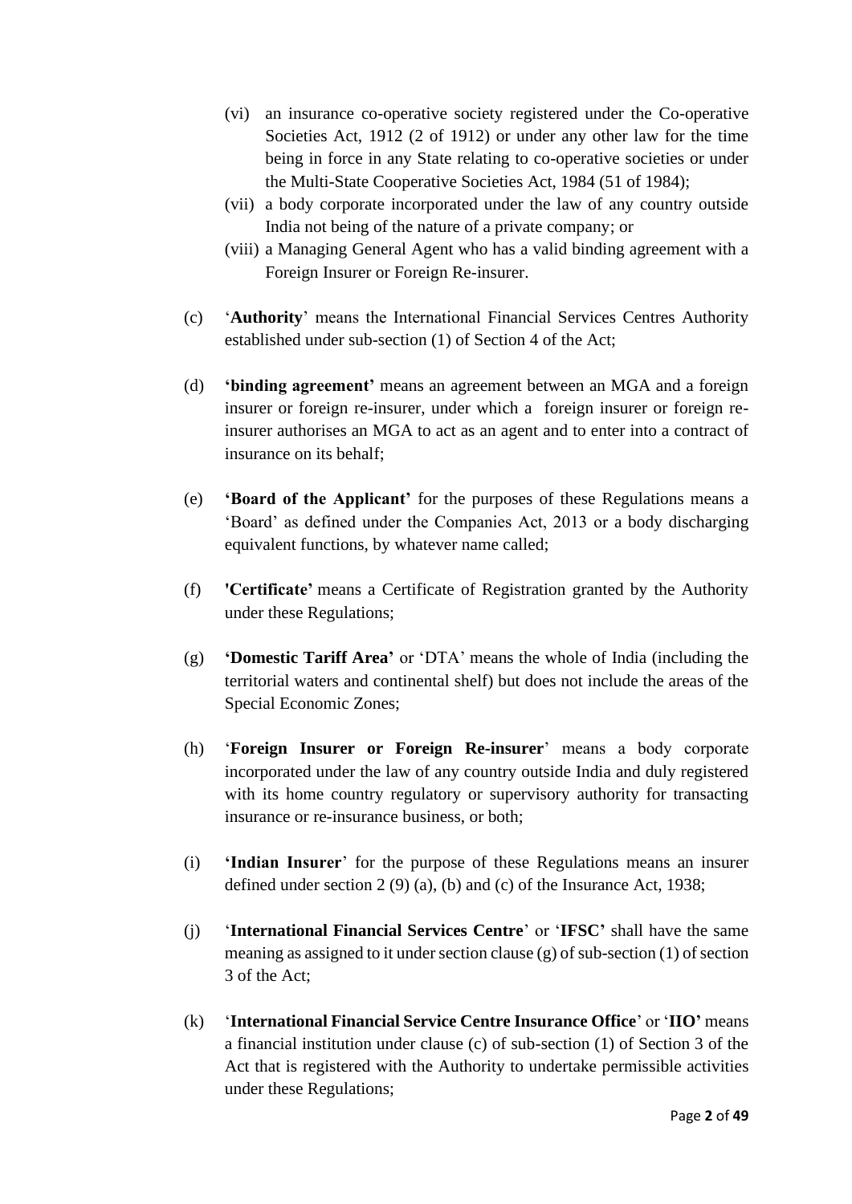(vi) an insurance co-operative society registered under the Co-operative Societies Act, 1912 (2 of 1912) or under any other law for the time being in force in any State relating to co-operative societies or under the Multi-State Cooperative Societies Act, 1984 (51 of 1984);

(vii) a body corporate incorporated under the law of any country outside India not being of the nature of a private company; or

(viii) a Managing General Agent who has a valid binding agreement with a Foreign Insurer or Foreign Re-insurer.

(c) '**Authority**' means the International Financial Services Centres Authority established under sub-section (1) of Section 4 of the Act;

(d) **'binding agreement'** means an agreement between an MGA and a foreign insurer or foreign re-insurer, under which a foreign insurer or foreign re-insurer authorises an MGA to act as an agent and to enter into a contract of insurance on its behalf;

(e) **'Board of the Applicant'** for the purposes of these Regulations means a 'Board' as defined under the Companies Act, 2013 or a body discharging equivalent functions, by whatever name called;

(f) **'Certificate'** means a Certificate of Registration granted by the Authority under these Regulations;

(g) **'Domestic Tariff Area'** or 'DTA' means the whole of India (including the territorial waters and continental shelf) but does not include the areas of the Special Economic Zones;

(h) '**Foreign Insurer or Foreign Re-insurer**' means a body corporate incorporated under the law of any country outside India and duly registered with its home country regulatory or supervisory authority for transacting insurance or re-insurance business, or both;

(i) **'Indian Insurer**' for the purpose of these Regulations means an insurer defined under section 2 (9) (a), (b) and (c) of the Insurance Act, 1938;

(j) '**International Financial Services Centre**' or '**IFSC'** shall have the same meaning as assigned to it under section clause (g) of sub-section (1) of section 3 of the Act;

(k) '**International Financial Service Centre Insurance Office**' or '**IIO'** means a financial institution under clause (c) of sub-section (1) of Section 3 of the Act that is registered with the Authority to undertake permissible activities under these Regulations;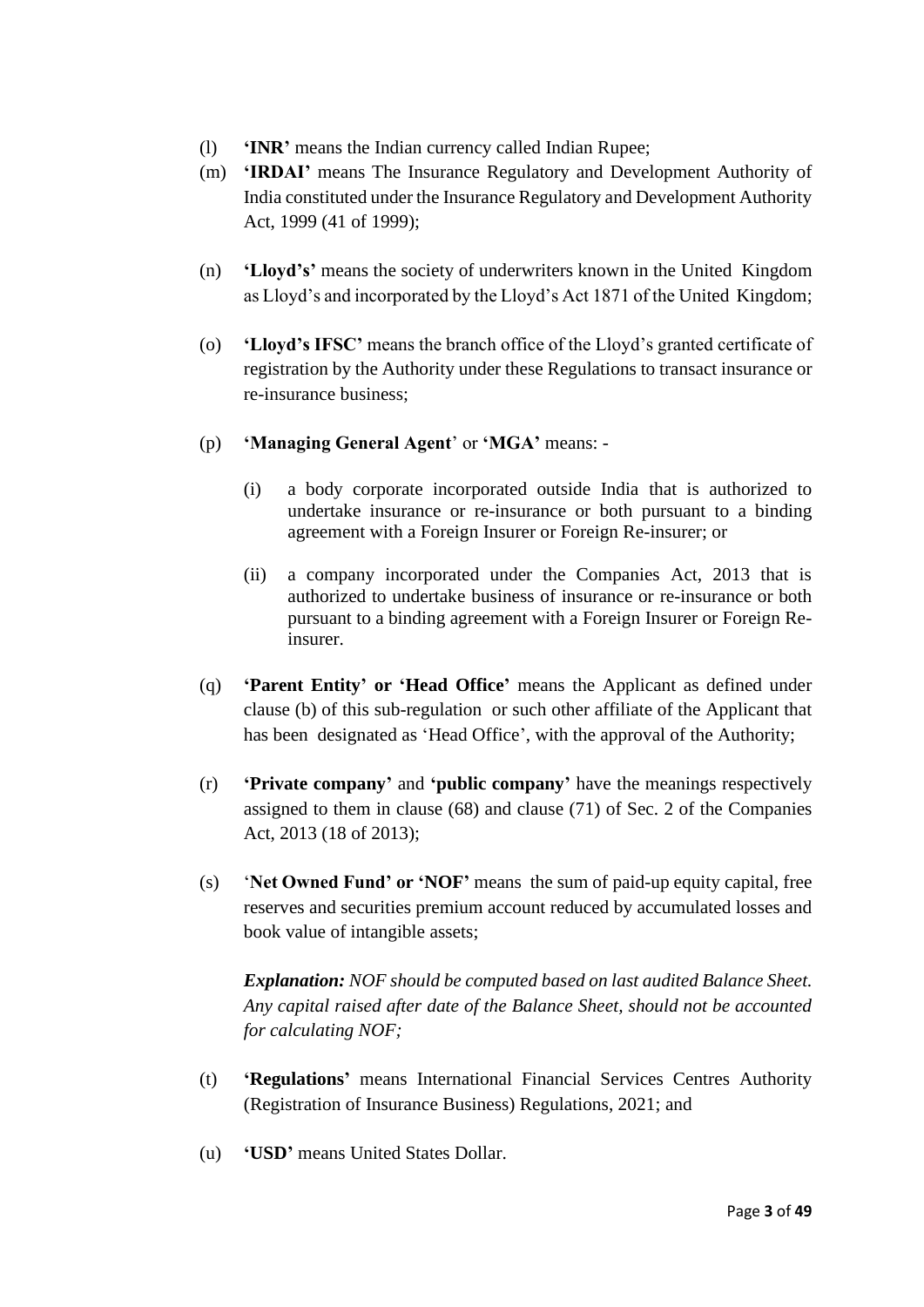(l) **'INR'** means the Indian currency called Indian Rupee;

(m) **'IRDAI'** means The Insurance Regulatory and Development Authority of India constituted under the Insurance Regulatory and Development Authority Act, 1999 (41 of 1999);

(n) **'Lloyd's'** means the society of underwriters known in the United Kingdom as Lloyd's and incorporated by the Lloyd's Act 1871 of the United Kingdom;

(o) **'Lloyd's IFSC'** means the branch office of the Lloyd's granted certificate of registration by the Authority under these Regulations to transact insurance or re-insurance business;

(p) **'Managing General Agent'** or **'MGA'** means: -

   (i) a body corporate incorporated outside India that is authorized to undertake insurance or re-insurance or both pursuant to a binding agreement with a Foreign Insurer or Foreign Re-insurer; or

   (ii) a company incorporated under the Companies Act, 2013 that is authorized to undertake business of insurance or re-insurance or both pursuant to a binding agreement with a Foreign Insurer or Foreign Re-insurer.

(q) **'Parent Entity' or 'Head Office'** means the Applicant as defined under clause (b) of this sub-regulation or such other affiliate of the Applicant that has been designated as 'Head Office', with the approval of the Authority;

(r) **'Private company'** and **'public company'** have the meanings respectively assigned to them in clause (68) and clause (71) of Sec. 2 of the Companies Act, 2013 (18 of 2013);

(s) **'Net Owned Fund' or 'NOF'** means the sum of paid-up equity capital, free reserves and securities premium account reduced by accumulated losses and book value of intangible assets;

   ***Explanation:*** *NOF should be computed based on last audited Balance Sheet. Any capital raised after date of the Balance Sheet, should not be accounted for calculating NOF;*

(t) **'Regulations'** means International Financial Services Centres Authority (Registration of Insurance Business) Regulations, 2021; and

(u) **'USD'** means United States Dollar.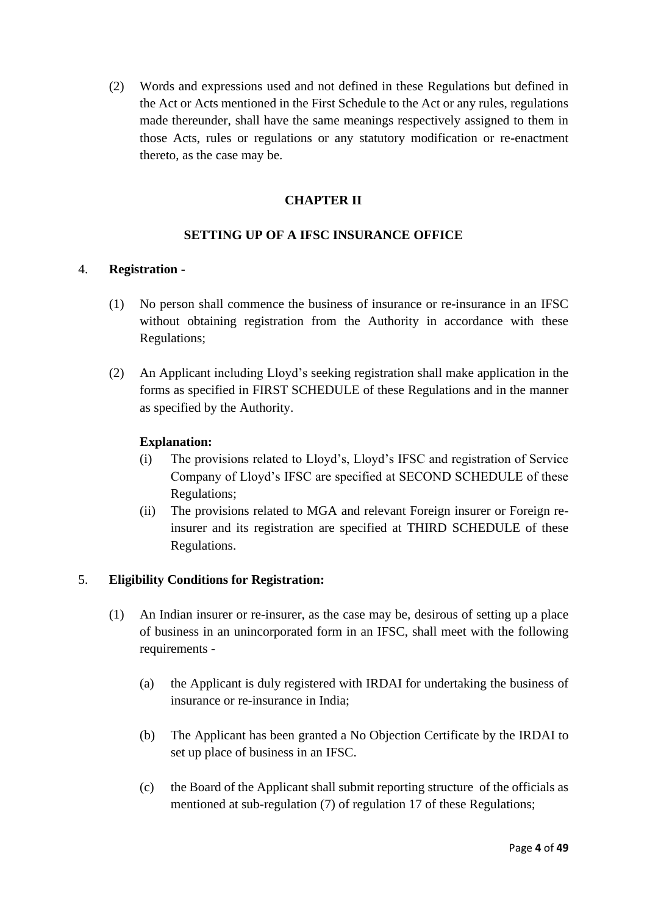(2) Words and expressions used and not defined in these Regulations but defined in the Act or Acts mentioned in the First Schedule to the Act or any rules, regulations made thereunder, shall have the same meanings respectively assigned to them in those Acts, rules or regulations or any statutory modification or re-enactment thereto, as the case may be.

## CHAPTER II

## SETTING UP OF A IFSC INSURANCE OFFICE

4. **Registration -**

(1) No person shall commence the business of insurance or re-insurance in an IFSC without obtaining registration from the Authority in accordance with these Regulations;

(2) An Applicant including Lloyd's seeking registration shall make application in the forms as specified in FIRST SCHEDULE of these Regulations and in the manner as specified by the Authority.

**Explanation:**

(i) The provisions related to Lloyd's, Lloyd's IFSC and registration of Service Company of Lloyd's IFSC are specified at SECOND SCHEDULE of these Regulations;

(ii) The provisions related to MGA and relevant Foreign insurer or Foreign re-insurer and its registration are specified at THIRD SCHEDULE of these Regulations.

5. **Eligibility Conditions for Registration:**

(1) An Indian insurer or re-insurer, as the case may be, desirous of setting up a place of business in an unincorporated form in an IFSC, shall meet with the following requirements -

(a) the Applicant is duly registered with IRDAI for undertaking the business of insurance or re-insurance in India;

(b) The Applicant has been granted a No Objection Certificate by the IRDAI to set up place of business in an IFSC.

(c) the Board of the Applicant shall submit reporting structure of the officials as mentioned at sub-regulation (7) of regulation 17 of these Regulations;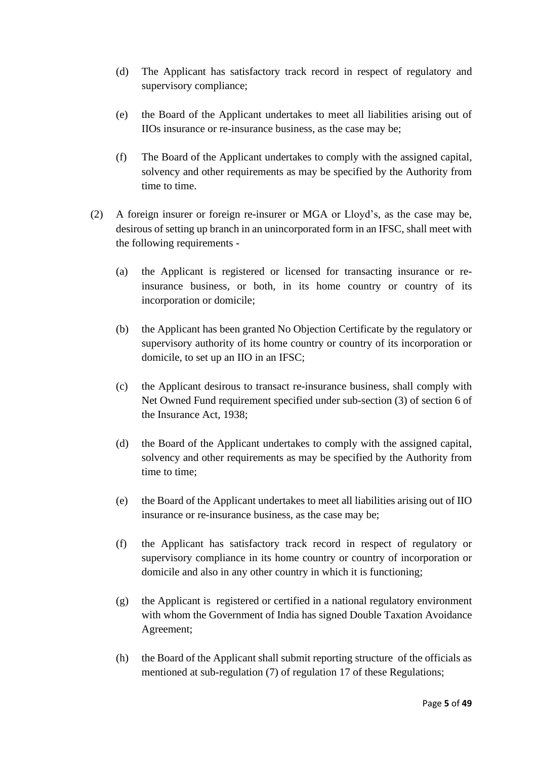(d) The Applicant has satisfactory track record in respect of regulatory and supervisory compliance;

(e) the Board of the Applicant undertakes to meet all liabilities arising out of IIOs insurance or re-insurance business, as the case may be;

(f) The Board of the Applicant undertakes to comply with the assigned capital, solvency and other requirements as may be specified by the Authority from time to time.

(2) A foreign insurer or foreign re-insurer or MGA or Lloyd's, as the case may be, desirous of setting up branch in an unincorporated form in an IFSC, shall meet with the following requirements -

(a) the Applicant is registered or licensed for transacting insurance or re-insurance business, or both, in its home country or country of its incorporation or domicile;

(b) the Applicant has been granted No Objection Certificate by the regulatory or supervisory authority of its home country or country of its incorporation or domicile, to set up an IIO in an IFSC;

(c) the Applicant desirous to transact re-insurance business, shall comply with Net Owned Fund requirement specified under sub-section (3) of section 6 of the Insurance Act, 1938;

(d) the Board of the Applicant undertakes to comply with the assigned capital, solvency and other requirements as may be specified by the Authority from time to time;

(e) the Board of the Applicant undertakes to meet all liabilities arising out of IIO insurance or re-insurance business, as the case may be;

(f) the Applicant has satisfactory track record in respect of regulatory or supervisory compliance in its home country or country of incorporation or domicile and also in any other country in which it is functioning;

(g) the Applicant is registered or certified in a national regulatory environment with whom the Government of India has signed Double Taxation Avoidance Agreement;

(h) the Board of the Applicant shall submit reporting structure of the officials as mentioned at sub-regulation (7) of regulation 17 of these Regulations;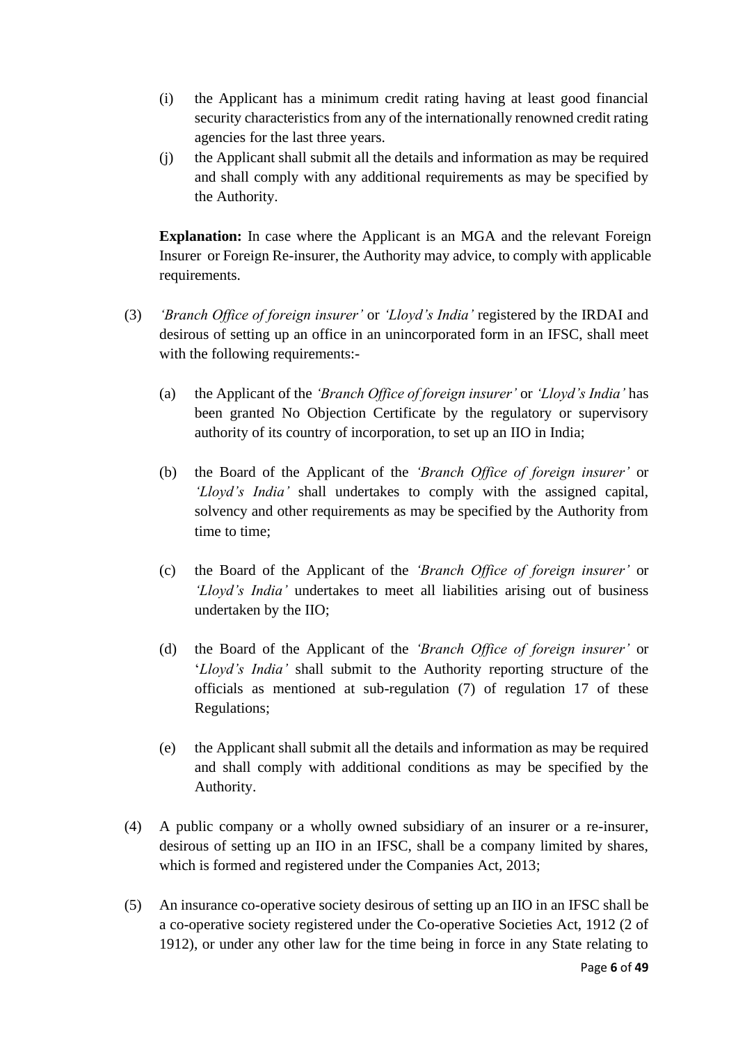(i) the Applicant has a minimum credit rating having at least good financial security characteristics from any of the internationally renowned credit rating agencies for the last three years.

(j) the Applicant shall submit all the details and information as may be required and shall comply with any additional requirements as may be specified by the Authority.

**Explanation:** In case where the Applicant is an MGA and the relevant Foreign Insurer or Foreign Re-insurer, the Authority may advice, to comply with applicable requirements.

(3) *'Branch Office of foreign insurer'* or *'Lloyd's India'* registered by the IRDAI and desirous of setting up an office in an unincorporated form in an IFSC, shall meet with the following requirements:-

(a) the Applicant of the *'Branch Office of foreign insurer'* or *'Lloyd's India'* has been granted No Objection Certificate by the regulatory or supervisory authority of its country of incorporation, to set up an IIO in India;

(b) the Board of the Applicant of the *'Branch Office of foreign insurer'* or *'Lloyd's India'* shall undertakes to comply with the assigned capital, solvency and other requirements as may be specified by the Authority from time to time;

(c) the Board of the Applicant of the *'Branch Office of foreign insurer'* or *'Lloyd's India'* undertakes to meet all liabilities arising out of business undertaken by the IIO;

(d) the Board of the Applicant of the *'Branch Office of foreign insurer'* or *'Lloyd's India'* shall submit to the Authority reporting structure of the officials as mentioned at sub-regulation (7) of regulation 17 of these Regulations;

(e) the Applicant shall submit all the details and information as may be required and shall comply with additional conditions as may be specified by the Authority.

(4) A public company or a wholly owned subsidiary of an insurer or a re-insurer, desirous of setting up an IIO in an IFSC, shall be a company limited by shares, which is formed and registered under the Companies Act, 2013;

(5) An insurance co-operative society desirous of setting up an IIO in an IFSC shall be a co-operative society registered under the Co-operative Societies Act, 1912 (2 of 1912), or under any other law for the time being in force in any State relating to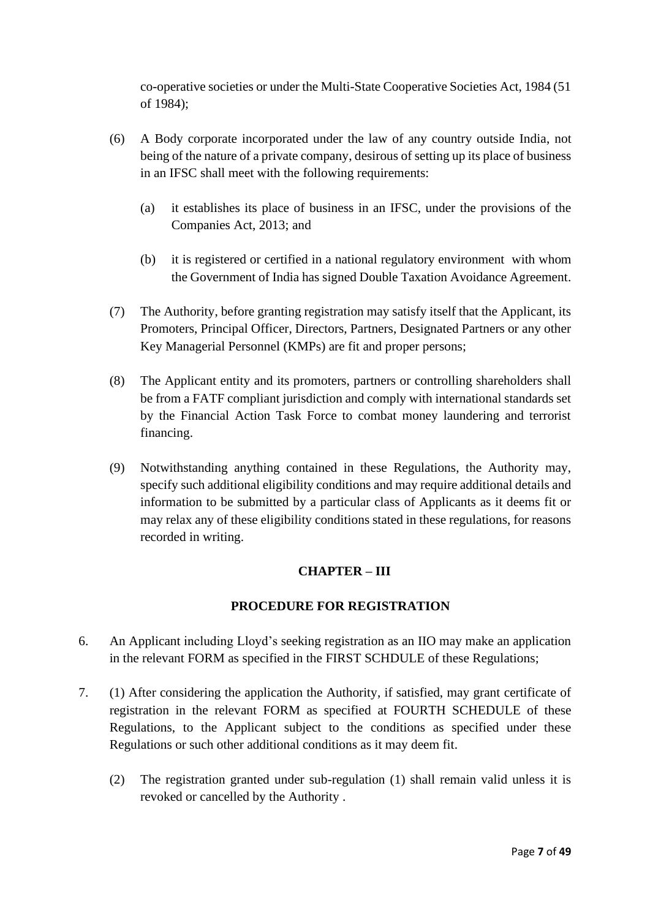co-operative societies or under the Multi-State Cooperative Societies Act, 1984 (51 of 1984);

(6) A Body corporate incorporated under the law of any country outside India, not being of the nature of a private company, desirous of setting up its place of business in an IFSC shall meet with the following requirements:

(a) it establishes its place of business in an IFSC, under the provisions of the Companies Act, 2013; and

(b) it is registered or certified in a national regulatory environment with whom the Government of India has signed Double Taxation Avoidance Agreement.

(7) The Authority, before granting registration may satisfy itself that the Applicant, its Promoters, Principal Officer, Directors, Partners, Designated Partners or any other Key Managerial Personnel (KMPs) are fit and proper persons;

(8) The Applicant entity and its promoters, partners or controlling shareholders shall be from a FATF compliant jurisdiction and comply with international standards set by the Financial Action Task Force to combat money laundering and terrorist financing.

(9) Notwithstanding anything contained in these Regulations, the Authority may, specify such additional eligibility conditions and may require additional details and information to be submitted by a particular class of Applicants as it deems fit or may relax any of these eligibility conditions stated in these regulations, for reasons recorded in writing.

## CHAPTER – III

## PROCEDURE FOR REGISTRATION

6. An Applicant including Lloyd's seeking registration as an IIO may make an application in the relevant FORM as specified in the FIRST SCHDULE of these Regulations;

7. (1) After considering the application the Authority, if satisfied, may grant certificate of registration in the relevant FORM as specified at FOURTH SCHEDULE of these Regulations, to the Applicant subject to the conditions as specified under these Regulations or such other additional conditions as it may deem fit.

(2) The registration granted under sub-regulation (1) shall remain valid unless it is revoked or cancelled by the Authority .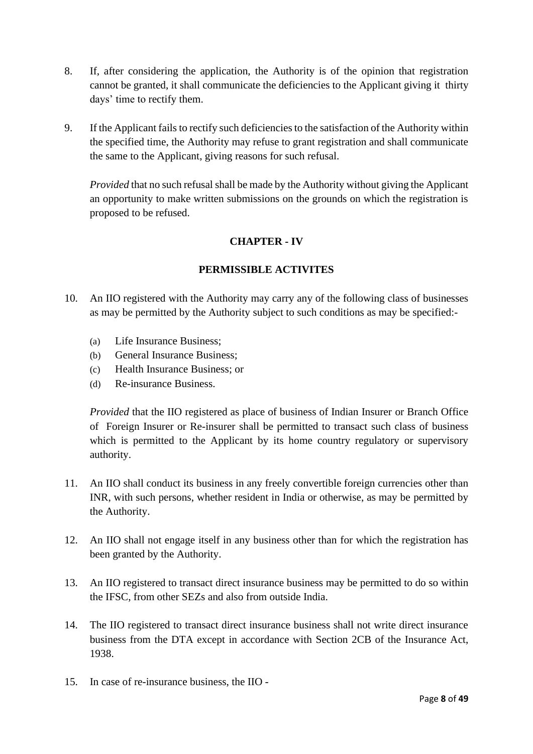8. If, after considering the application, the Authority is of the opinion that registration cannot be granted, it shall communicate the deficiencies to the Applicant giving it thirty days' time to rectify them.

9. If the Applicant fails to rectify such deficiencies to the satisfaction of the Authority within the specified time, the Authority may refuse to grant registration and shall communicate the same to the Applicant, giving reasons for such refusal.

   *Provided* that no such refusal shall be made by the Authority without giving the Applicant an opportunity to make written submissions on the grounds on which the registration is proposed to be refused.

## CHAPTER - IV

## PERMISSIBLE ACTIVITES

10. An IIO registered with the Authority may carry any of the following class of businesses as may be permitted by the Authority subject to such conditions as may be specified:-

    (a) Life Insurance Business;
    (b) General Insurance Business;
    (c) Health Insurance Business; or
    (d) Re-insurance Business.

    *Provided* that the IIO registered as place of business of Indian Insurer or Branch Office of Foreign Insurer or Re-insurer shall be permitted to transact such class of business which is permitted to the Applicant by its home country regulatory or supervisory authority.

11. An IIO shall conduct its business in any freely convertible foreign currencies other than INR, with such persons, whether resident in India or otherwise, as may be permitted by the Authority.

12. An IIO shall not engage itself in any business other than for which the registration has been granted by the Authority.

13. An IIO registered to transact direct insurance business may be permitted to do so within the IFSC, from other SEZs and also from outside India.

14. The IIO registered to transact direct insurance business shall not write direct insurance business from the DTA except in accordance with Section 2CB of the Insurance Act, 1938.

15. In case of re-insurance business, the IIO -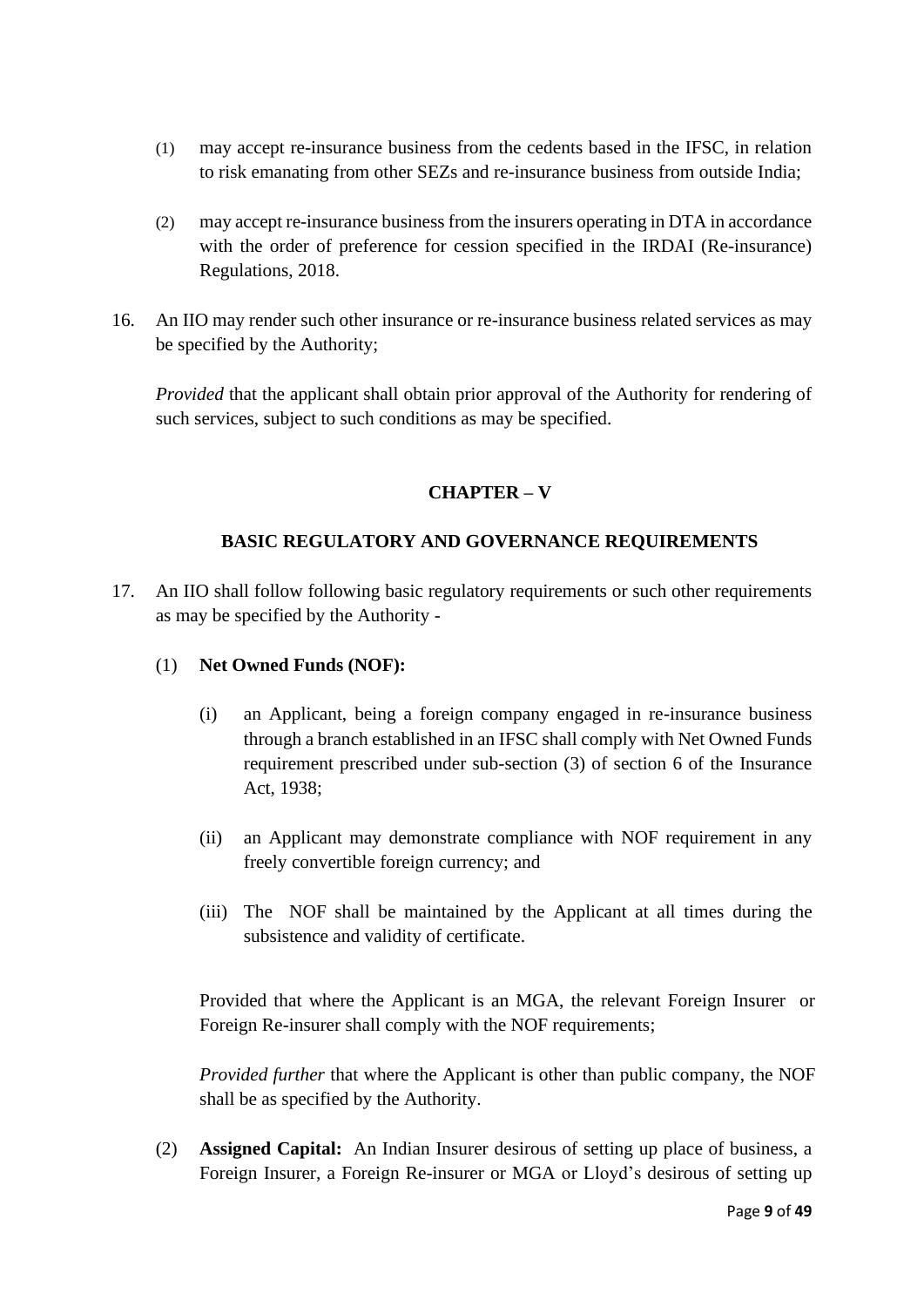(1) may accept re-insurance business from the cedents based in the IFSC, in relation to risk emanating from other SEZs and re-insurance business from outside India;

(2) may accept re-insurance business from the insurers operating in DTA in accordance with the order of preference for cession specified in the IRDAI (Re-insurance) Regulations, 2018.

16. An IIO may render such other insurance or re-insurance business related services as may be specified by the Authority;

*Provided* that the applicant shall obtain prior approval of the Authority for rendering of such services, subject to such conditions as may be specified.

## CHAPTER – V

## BASIC REGULATORY AND GOVERNANCE REQUIREMENTS

17. An IIO shall follow following basic regulatory requirements or such other requirements as may be specified by the Authority -

(1) **Net Owned Funds (NOF):**

(i) an Applicant, being a foreign company engaged in re-insurance business through a branch established in an IFSC shall comply with Net Owned Funds requirement prescribed under sub-section (3) of section 6 of the Insurance Act, 1938;

(ii) an Applicant may demonstrate compliance with NOF requirement in any freely convertible foreign currency; and

(iii) The NOF shall be maintained by the Applicant at all times during the subsistence and validity of certificate.

Provided that where the Applicant is an MGA, the relevant Foreign Insurer or Foreign Re-insurer shall comply with the NOF requirements;

*Provided further* that where the Applicant is other than public company, the NOF shall be as specified by the Authority.

(2) **Assigned Capital:** An Indian Insurer desirous of setting up place of business, a Foreign Insurer, a Foreign Re-insurer or MGA or Lloyd's desirous of setting up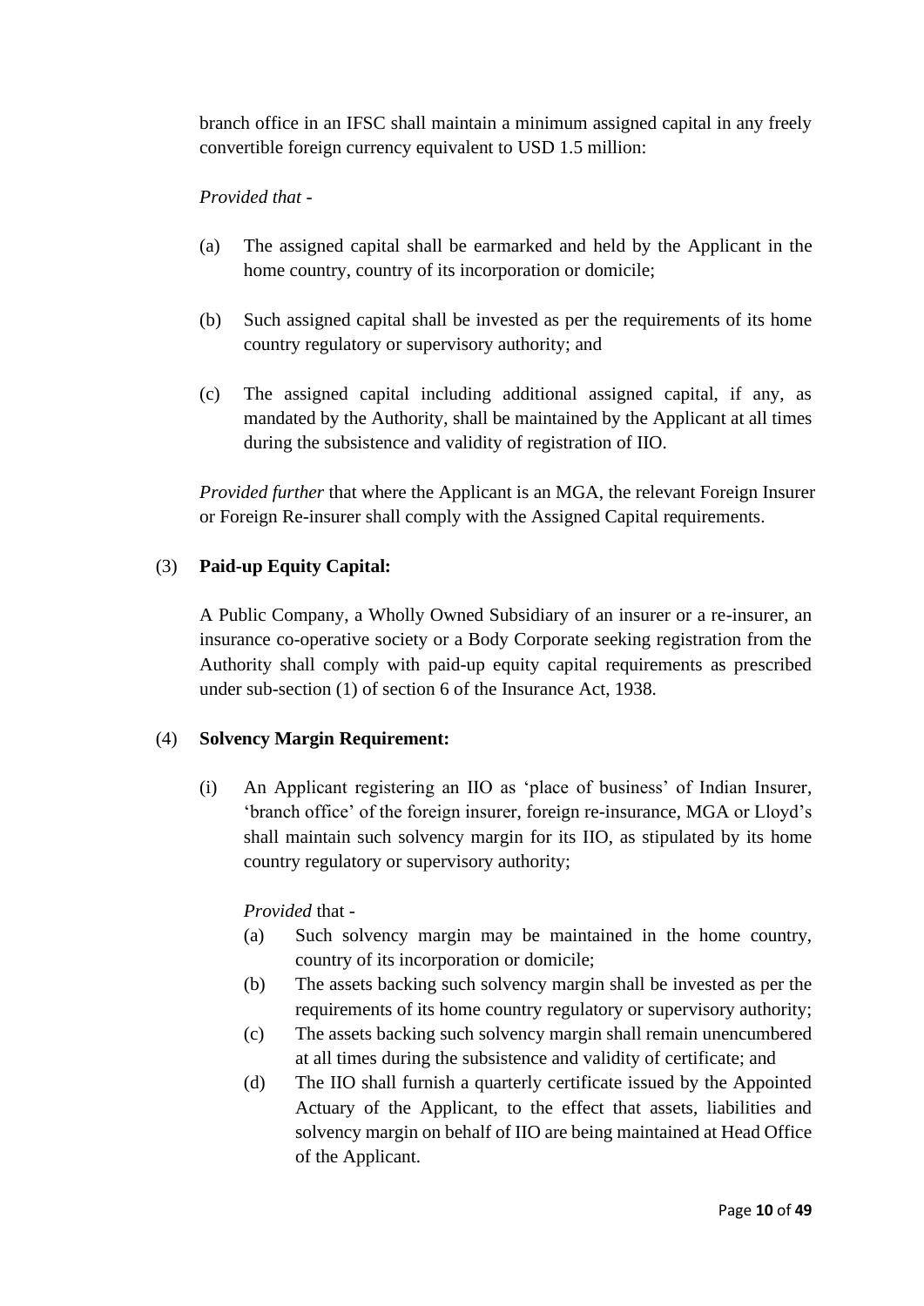branch office in an IFSC shall maintain a minimum assigned capital in any freely convertible foreign currency equivalent to USD 1.5 million:

*Provided that* -

(a) The assigned capital shall be earmarked and held by the Applicant in the home country, country of its incorporation or domicile;

(b) Such assigned capital shall be invested as per the requirements of its home country regulatory or supervisory authority; and

(c) The assigned capital including additional assigned capital, if any, as mandated by the Authority, shall be maintained by the Applicant at all times during the subsistence and validity of registration of IIO.

*Provided further* that where the Applicant is an MGA, the relevant Foreign Insurer or Foreign Re-insurer shall comply with the Assigned Capital requirements.

(3) **Paid-up Equity Capital:**

A Public Company, a Wholly Owned Subsidiary of an insurer or a re-insurer, an insurance co-operative society or a Body Corporate seeking registration from the Authority shall comply with paid-up equity capital requirements as prescribed under sub-section (1) of section 6 of the Insurance Act, 1938.

(4) **Solvency Margin Requirement:**

(i) An Applicant registering an IIO as 'place of business' of Indian Insurer, 'branch office' of the foreign insurer, foreign re-insurance, MGA or Lloyd's shall maintain such solvency margin for its IIO, as stipulated by its home country regulatory or supervisory authority;

*Provided* that -

(a) Such solvency margin may be maintained in the home country, country of its incorporation or domicile;
(b) The assets backing such solvency margin shall be invested as per the requirements of its home country regulatory or supervisory authority;
(c) The assets backing such solvency margin shall remain unencumbered at all times during the subsistence and validity of certificate; and
(d) The IIO shall furnish a quarterly certificate issued by the Appointed Actuary of the Applicant, to the effect that assets, liabilities and solvency margin on behalf of IIO are being maintained at Head Office of the Applicant.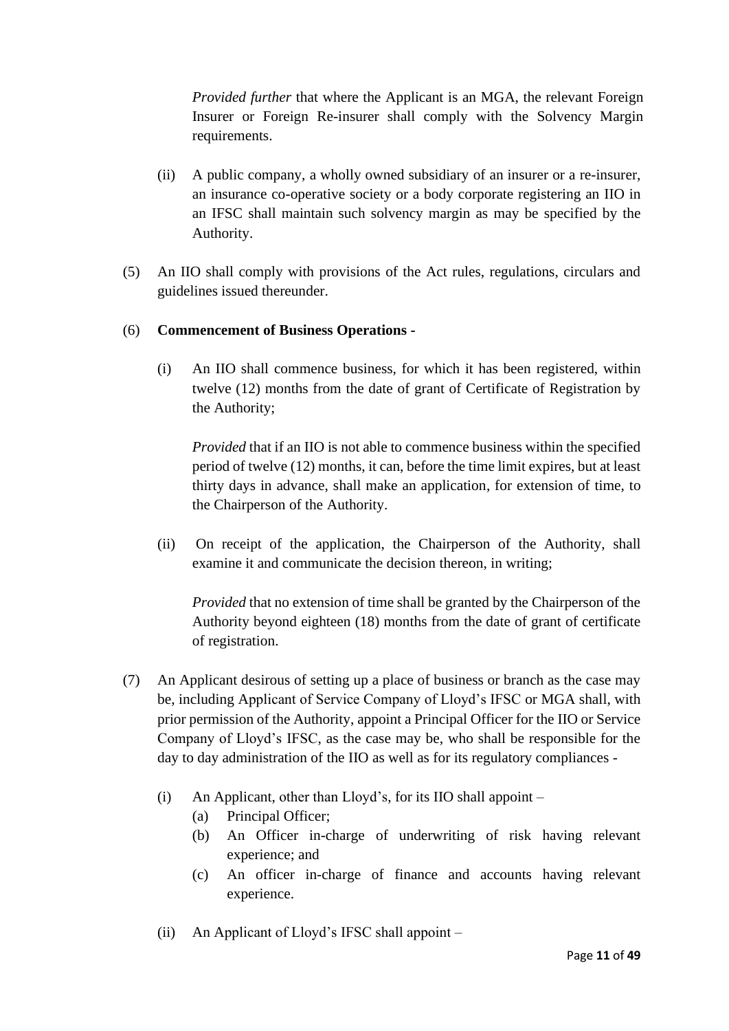*Provided further* that where the Applicant is an MGA, the relevant Foreign Insurer or Foreign Re-insurer shall comply with the Solvency Margin requirements.

(ii) A public company, a wholly owned subsidiary of an insurer or a re-insurer, an insurance co-operative society or a body corporate registering an IIO in an IFSC shall maintain such solvency margin as may be specified by the Authority.

(5) An IIO shall comply with provisions of the Act rules, regulations, circulars and guidelines issued thereunder.

(6) **Commencement of Business Operations -**

(i) An IIO shall commence business, for which it has been registered, within twelve (12) months from the date of grant of Certificate of Registration by the Authority;

*Provided* that if an IIO is not able to commence business within the specified period of twelve (12) months, it can, before the time limit expires, but at least thirty days in advance, shall make an application, for extension of time, to the Chairperson of the Authority.

(ii) On receipt of the application, the Chairperson of the Authority, shall examine it and communicate the decision thereon, in writing;

*Provided* that no extension of time shall be granted by the Chairperson of the Authority beyond eighteen (18) months from the date of grant of certificate of registration.

(7) An Applicant desirous of setting up a place of business or branch as the case may be, including Applicant of Service Company of Lloyd's IFSC or MGA shall, with prior permission of the Authority, appoint a Principal Officer for the IIO or Service Company of Lloyd's IFSC, as the case may be, who shall be responsible for the day to day administration of the IIO as well as for its regulatory compliances -

(i) An Applicant, other than Lloyd's, for its IIO shall appoint –
   (a) Principal Officer;
   (b) An Officer in-charge of underwriting of risk having relevant experience; and
   (c) An officer in-charge of finance and accounts having relevant experience.

(ii) An Applicant of Lloyd's IFSC shall appoint –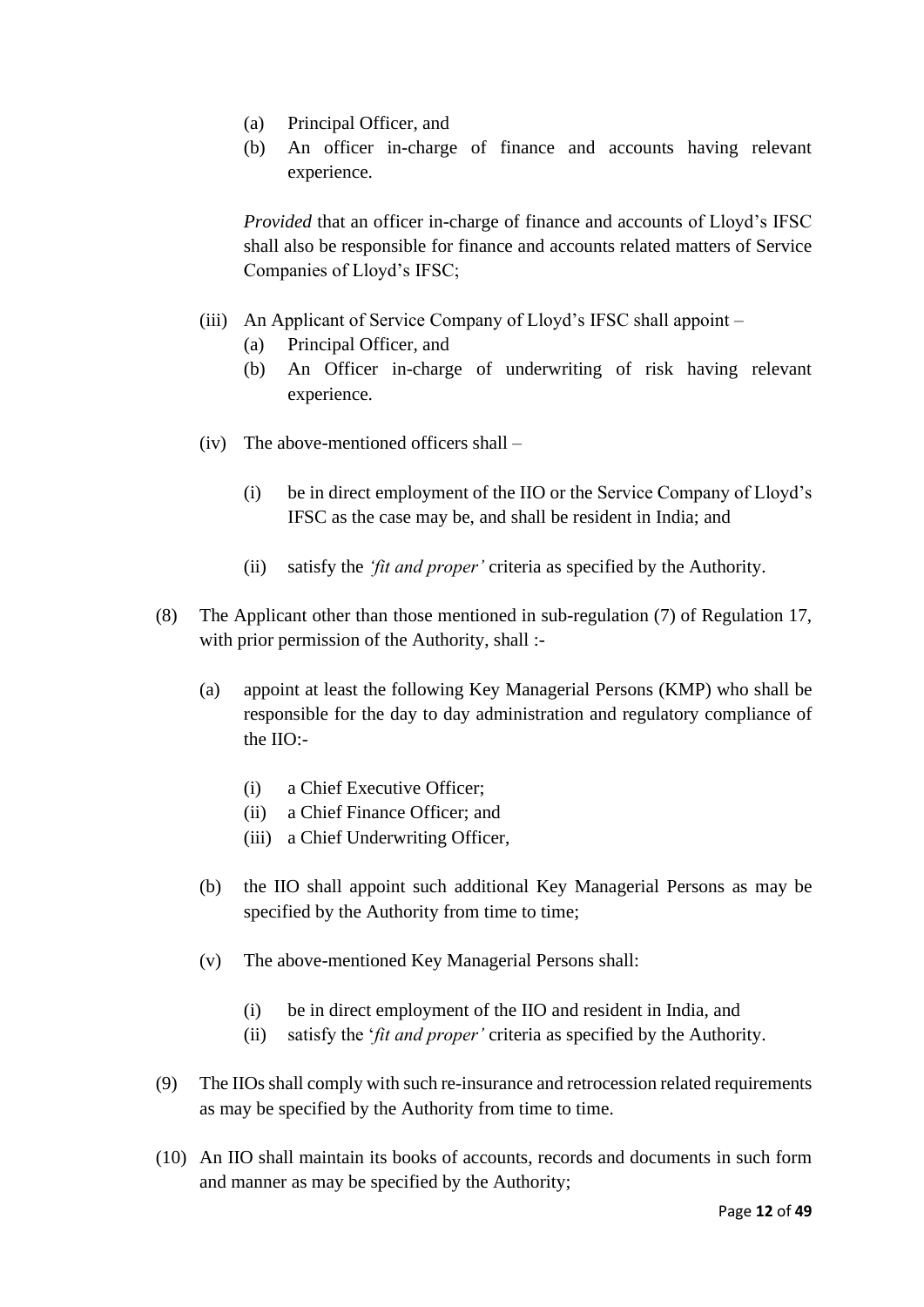(a) Principal Officer, and
(b) An officer in-charge of finance and accounts having relevant experience.

*Provided* that an officer in-charge of finance and accounts of Lloyd's IFSC shall also be responsible for finance and accounts related matters of Service Companies of Lloyd's IFSC;

(iii) An Applicant of Service Company of Lloyd's IFSC shall appoint –
(a) Principal Officer, and
(b) An Officer in-charge of underwriting of risk having relevant experience.

(iv) The above-mentioned officers shall –

(i) be in direct employment of the IIO or the Service Company of Lloyd's IFSC as the case may be, and shall be resident in India; and

(ii) satisfy the *'fit and proper'* criteria as specified by the Authority.

(8) The Applicant other than those mentioned in sub-regulation (7) of Regulation 17, with prior permission of the Authority, shall :-

(a) appoint at least the following Key Managerial Persons (KMP) who shall be responsible for the day to day administration and regulatory compliance of the IIO:-

(i) a Chief Executive Officer;
(ii) a Chief Finance Officer; and
(iii) a Chief Underwriting Officer,

(b) the IIO shall appoint such additional Key Managerial Persons as may be specified by the Authority from time to time;

(v) The above-mentioned Key Managerial Persons shall:

(i) be in direct employment of the IIO and resident in India, and
(ii) satisfy the '*fit and proper'* criteria as specified by the Authority.

(9) The IIOs shall comply with such re-insurance and retrocession related requirements as may be specified by the Authority from time to time.

(10) An IIO shall maintain its books of accounts, records and documents in such form and manner as may be specified by the Authority;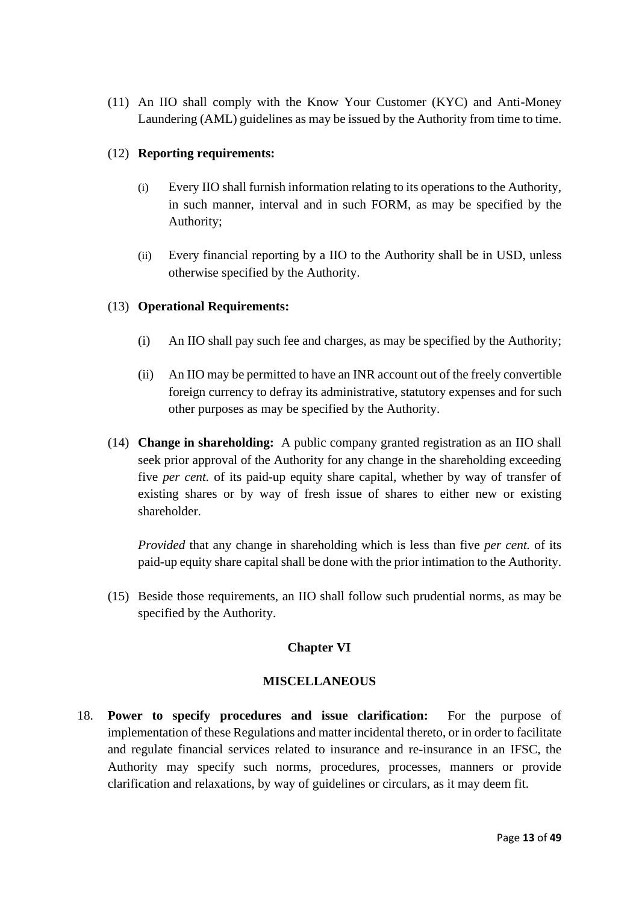(11) An IIO shall comply with the Know Your Customer (KYC) and Anti-Money Laundering (AML) guidelines as may be issued by the Authority from time to time.

(12) **Reporting requirements:**

(i) Every IIO shall furnish information relating to its operations to the Authority, in such manner, interval and in such FORM, as may be specified by the Authority;

(ii) Every financial reporting by a IIO to the Authority shall be in USD, unless otherwise specified by the Authority.

(13) **Operational Requirements:**

(i) An IIO shall pay such fee and charges, as may be specified by the Authority;

(ii) An IIO may be permitted to have an INR account out of the freely convertible foreign currency to defray its administrative, statutory expenses and for such other purposes as may be specified by the Authority.

(14) **Change in shareholding:** A public company granted registration as an IIO shall seek prior approval of the Authority for any change in the shareholding exceeding five *per cent.* of its paid-up equity share capital, whether by way of transfer of existing shares or by way of fresh issue of shares to either new or existing shareholder.

*Provided* that any change in shareholding which is less than five *per cent.* of its paid-up equity share capital shall be done with the prior intimation to the Authority.

(15) Beside those requirements, an IIO shall follow such prudential norms, as may be specified by the Authority.

## Chapter VI

## MISCELLANEOUS

18. **Power to specify procedures and issue clarification:** For the purpose of implementation of these Regulations and matter incidental thereto, or in order to facilitate and regulate financial services related to insurance and re-insurance in an IFSC, the Authority may specify such norms, procedures, processes, manners or provide clarification and relaxations, by way of guidelines or circulars, as it may deem fit.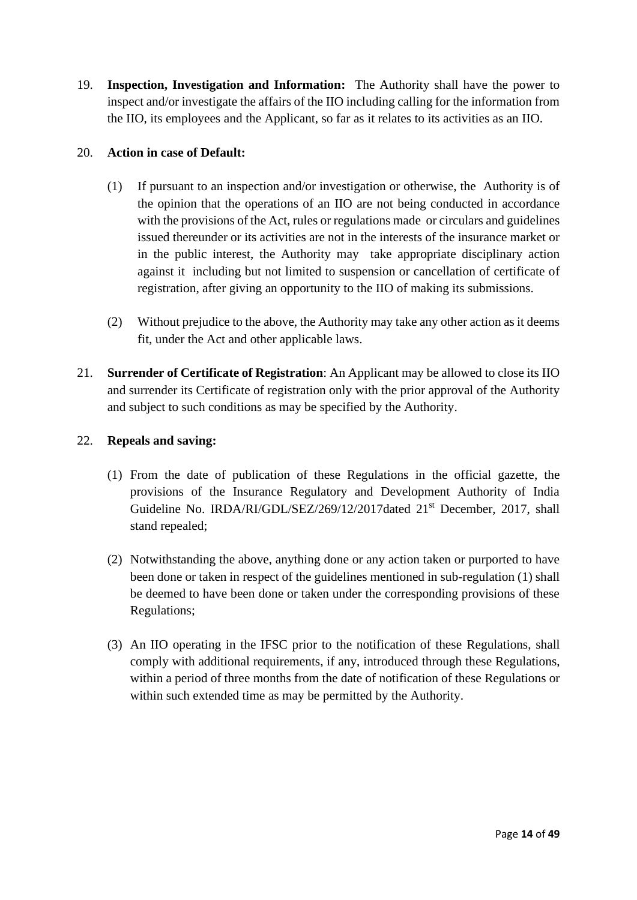19. **Inspection, Investigation and Information:** The Authority shall have the power to inspect and/or investigate the affairs of the IIO including calling for the information from the IIO, its employees and the Applicant, so far as it relates to its activities as an IIO.

20. **Action in case of Default:**

    (1) If pursuant to an inspection and/or investigation or otherwise, the Authority is of the opinion that the operations of an IIO are not being conducted in accordance with the provisions of the Act, rules or regulations made or circulars and guidelines issued thereunder or its activities are not in the interests of the insurance market or in the public interest, the Authority may take appropriate disciplinary action against it including but not limited to suspension or cancellation of certificate of registration, after giving an opportunity to the IIO of making its submissions.

    (2) Without prejudice to the above, the Authority may take any other action as it deems fit, under the Act and other applicable laws.

21. **Surrender of Certificate of Registration**: An Applicant may be allowed to close its IIO and surrender its Certificate of registration only with the prior approval of the Authority and subject to such conditions as may be specified by the Authority.

22. **Repeals and saving:**

    (1) From the date of publication of these Regulations in the official gazette, the provisions of the Insurance Regulatory and Development Authority of India Guideline No. IRDA/RI/GDL/SEZ/269/12/2017dated 21st December, 2017, shall stand repealed;

    (2) Notwithstanding the above, anything done or any action taken or purported to have been done or taken in respect of the guidelines mentioned in sub-regulation (1) shall be deemed to have been done or taken under the corresponding provisions of these Regulations;

    (3) An IIO operating in the IFSC prior to the notification of these Regulations, shall comply with additional requirements, if any, introduced through these Regulations, within a period of three months from the date of notification of these Regulations or within such extended time as may be permitted by the Authority.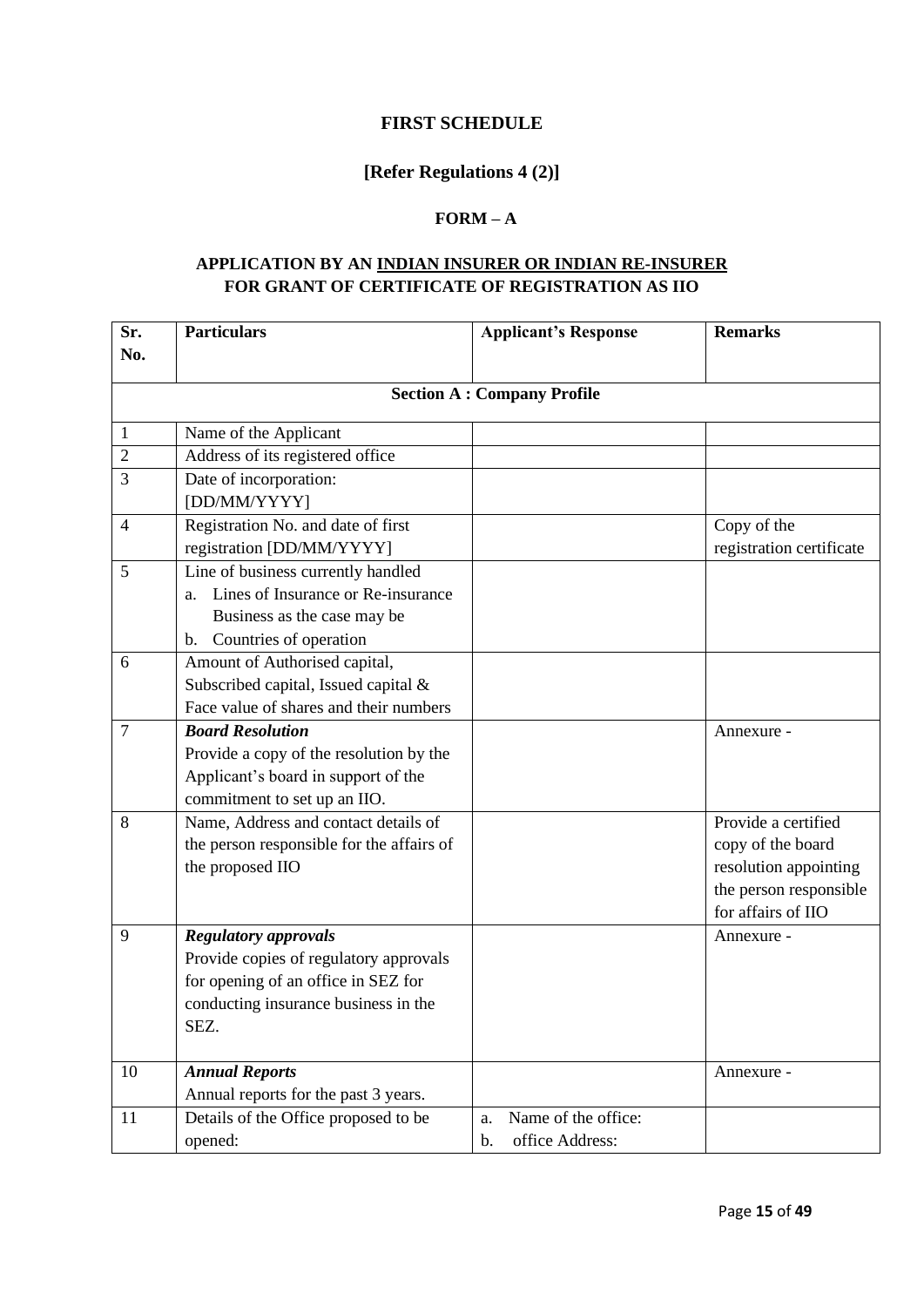## FIRST SCHEDULE

### [Refer Regulations 4 (2)]

### FORM – A

### APPLICATION BY AN <u>INDIAN INSURER OR INDIAN RE-INSURER</u> FOR GRANT OF CERTIFICATE OF REGISTRATION AS IIO

| Sr. No. | Particulars | Applicant's Response | Remarks |
|---|---|---|---|
| | **Section A : Company Profile** | | |
| 1 | Name of the Applicant | | |
| 2 | Address of its registered office | | |
| 3 | Date of incorporation: [DD/MM/YYYY] | | |
| 4 | Registration No. and date of first registration [DD/MM/YYYY] | | Copy of the registration certificate |
| 5 | Line of business currently handled<br>a. Lines of Insurance or Re-insurance Business as the case may be<br>b. Countries of operation | | |
| 6 | Amount of Authorised capital, Subscribed capital, Issued capital & Face value of shares and their numbers | | |
| 7 | ***Board Resolution***<br>Provide a copy of the resolution by the Applicant's board in support of the commitment to set up an IIO. | | Annexure - |
| 8 | Name, Address and contact details of the person responsible for the affairs of the proposed IIO | | Provide a certified copy of the board resolution appointing the person responsible for affairs of IIO |
| 9 | ***Regulatory approvals***<br>Provide copies of regulatory approvals for opening of an office in SEZ for conducting insurance business in the SEZ. | | Annexure - |
| 10 | ***Annual Reports***<br>Annual reports for the past 3 years. | | Annexure - |
| 11 | Details of the Office proposed to be opened: | a. Name of the office:<br>b. office Address: | |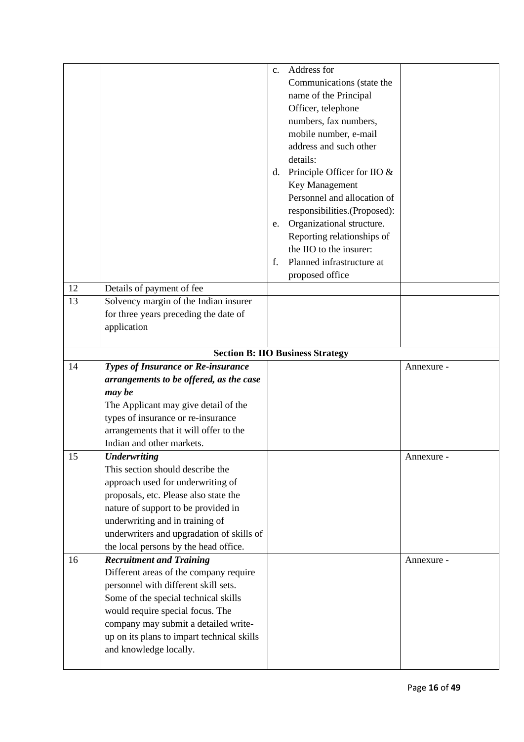| | | | |
|---|---|---|---|
| | | c. Address for Communications (state the name of the Principal Officer, telephone numbers, fax numbers, mobile number, e-mail address and such other details:<br>d. Principle Officer for IIO & Key Management Personnel and allocation of responsibilities.(Proposed):<br>e. Organizational structure. Reporting relationships of the IIO to the insurer:<br>f. Planned infrastructure at proposed office | |
| 12 | Details of payment of fee | | |
| 13 | Solvency margin of the Indian insurer for three years preceding the date of application | | |
| | **Section B: IIO Business Strategy** | | |
| 14 | ***Types of Insurance or Re-insurance arrangements to be offered, as the case may be***<br>The Applicant may give detail of the types of insurance or re-insurance arrangements that it will offer to the Indian and other markets. | | Annexure - |
| 15 | ***Underwriting***<br>This section should describe the approach used for underwriting of proposals, etc. Please also state the nature of support to be provided in underwriting and in training of underwriters and upgradation of skills of the local persons by the head office. | | Annexure - |
| 16 | ***Recruitment and Training***<br>Different areas of the company require personnel with different skill sets. Some of the special technical skills would require special focus. The company may submit a detailed write-up on its plans to impart technical skills and knowledge locally. | | Annexure - |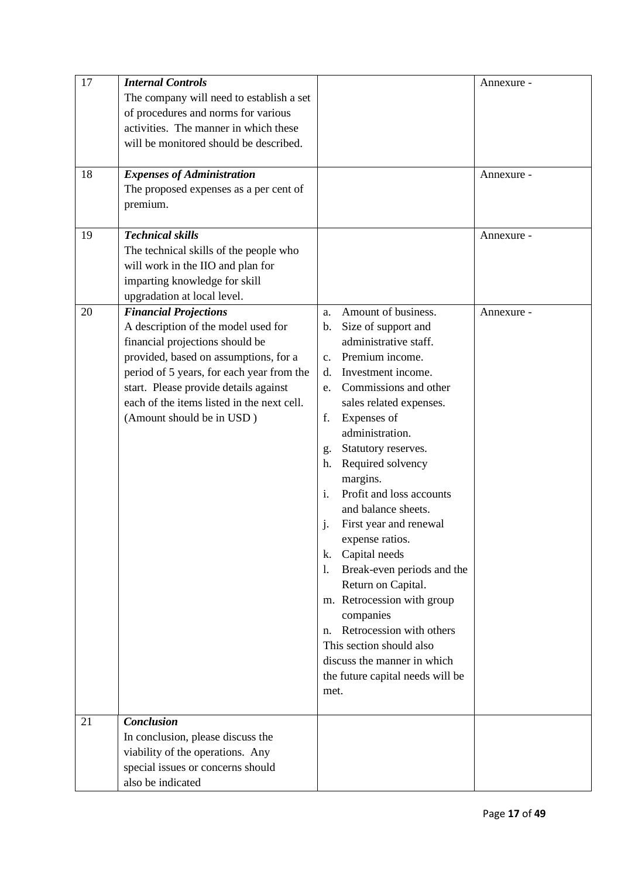| 17 | ***Internal Controls***<br>The company will need to establish a set of procedures and norms for various activities. The manner in which these will be monitored should be described. | | Annexure - |
|---|---|---|---|
| 18 | ***Expenses of Administration***<br>The proposed expenses as a per cent of premium. | | Annexure - |
| 19 | ***Technical skills***<br>The technical skills of the people who will work in the IIO and plan for imparting knowledge for skill upgradation at local level. | | Annexure - |
| 20 | ***Financial Projections***<br>A description of the model used for financial projections should be provided, based on assumptions, for a period of 5 years, for each year from the start. Please provide details against each of the items listed in the next cell. (Amount should be in USD ) | a. Amount of business.<br>b. Size of support and administrative staff.<br>c. Premium income.<br>d. Investment income.<br>e. Commissions and other sales related expenses.<br>f. Expenses of administration.<br>g. Statutory reserves.<br>h. Required solvency margins.<br>i. Profit and loss accounts and balance sheets.<br>j. First year and renewal expense ratios.<br>k. Capital needs<br>l. Break-even periods and the Return on Capital.<br>m. Retrocession with group companies<br>n. Retrocession with others<br>This section should also discuss the manner in which the future capital needs will be met. | Annexure - |
| 21 | ***Conclusion***<br>In conclusion, please discuss the viability of the operations. Any special issues or concerns should also be indicated | | |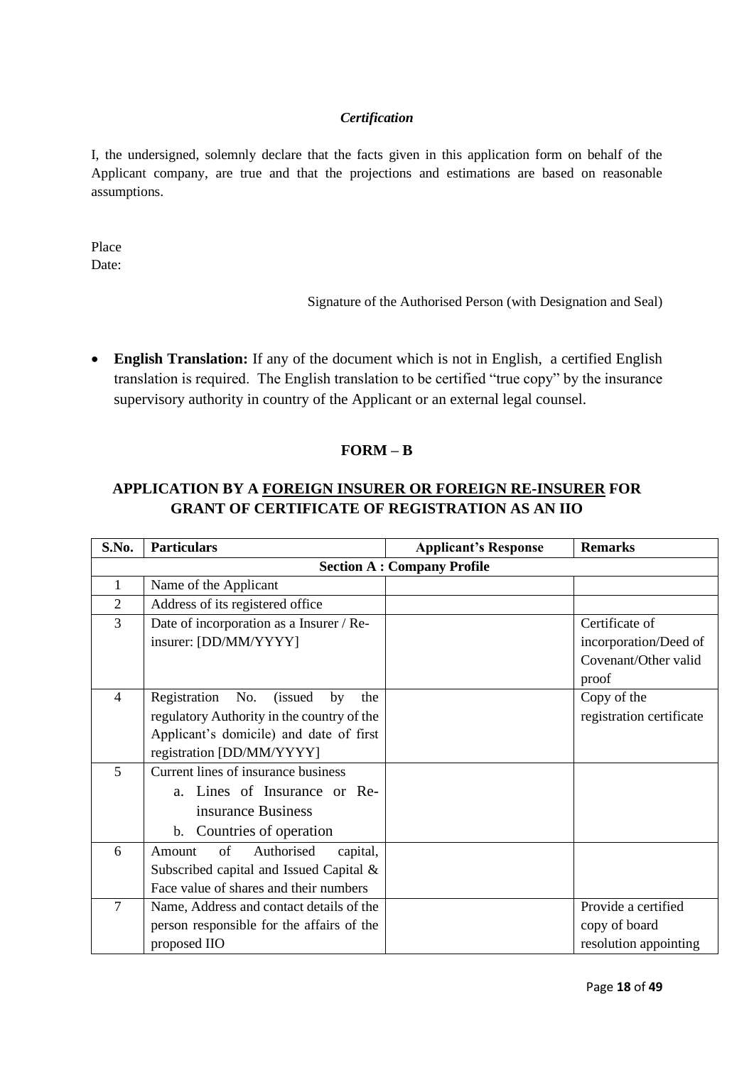*Certification*

I, the undersigned, solemnly declare that the facts given in this application form on behalf of the Applicant company, are true and that the projections and estimations are based on reasonable assumptions.

Place
Date:

Signature of the Authorised Person (with Designation and Seal)

- **English Translation:** If any of the document which is not in English, a certified English translation is required. The English translation to be certified "true copy" by the insurance supervisory authority in country of the Applicant or an external legal counsel.

## FORM – B

## APPLICATION BY A FOREIGN INSURER OR FOREIGN RE-INSURER FOR GRANT OF CERTIFICATE OF REGISTRATION AS AN IIO

| S.No. | Particulars | Applicant's Response | Remarks |
|---|---|---|---|
| **Section A : Company Profile** | | | |
| 1 | Name of the Applicant | | |
| 2 | Address of its registered office | | |
| 3 | Date of incorporation as a Insurer / Re-insurer: [DD/MM/YYYY] | | Certificate of incorporation/Deed of Covenant/Other valid proof |
| 4 | Registration No. (issued by the regulatory Authority in the country of the Applicant's domicile) and date of first registration [DD/MM/YYYY] | | Copy of the registration certificate |
| 5 | Current lines of insurance business<br>a. Lines of Insurance or Re-insurance Business<br>b. Countries of operation | | |
| 6 | Amount of Authorised capital, Subscribed capital and Issued Capital & Face value of shares and their numbers | | |
| 7 | Name, Address and contact details of the person responsible for the affairs of the proposed IIO | | Provide a certified copy of board resolution appointing |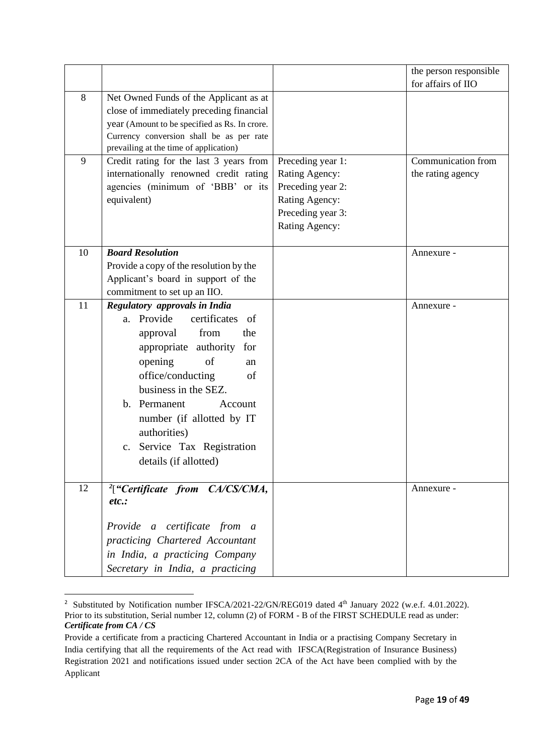| | | | |
|---|---|---|---|
| | | | the person responsible for affairs of IIO |
| 8 | Net Owned Funds of the Applicant as at close of immediately preceding financial year (Amount to be specified as Rs. In crore. Currency conversion shall be as per rate prevailing at the time of application) | | |
| 9 | Credit rating for the last 3 years from internationally renowned credit rating agencies (minimum of 'BBB' or its equivalent) | Preceding year 1:<br>Rating Agency:<br>Preceding year 2:<br>Rating Agency:<br>Preceding year 3:<br>Rating Agency: | Communication from the rating agency |
| 10 | ***Board Resolution***<br>Provide a copy of the resolution by the Applicant's board in support of the commitment to set up an IIO. | | Annexure - |
| 11 | ***Regulatory approvals in India***<br>a. Provide certificates of approval from the appropriate authority for opening of an office/conducting of business in the SEZ.<br>b. Permanent Account number (if allotted by IT authorities)<br>c. Service Tax Registration details (if allotted) | | Annexure - |
| 12 | [2][***"Certificate from CA/CS/CMA, etc.:***<br>*Provide a certificate from a practicing Chartered Accountant in India, a practicing Company Secretary in India, a practicing* | | Annexure - |

---

[2] Substituted by Notification number IFSCA/2021-22/GN/REG019 dated 4th January 2022 (w.e.f. 4.01.2022). Prior to its substitution, Serial number 12, column (2) of FORM - B of the FIRST SCHEDULE read as under:
***Certificate from CA / CS***

Provide a certificate from a practicing Chartered Accountant in India or a practising Company Secretary in India certifying that all the requirements of the Act read with IFSCA(Registration of Insurance Business) Registration 2021 and notifications issued under section 2CA of the Act have been complied with by the Applicant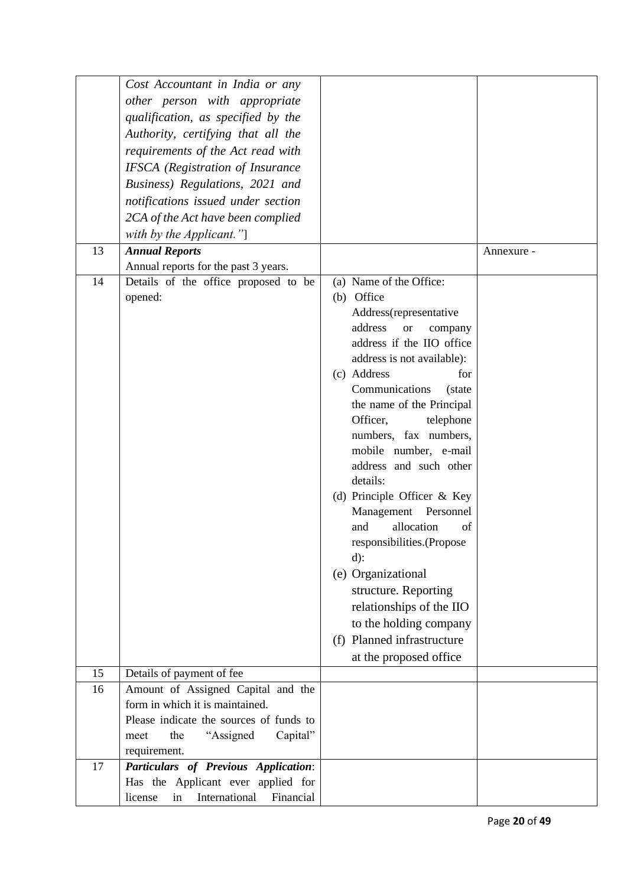| | | | |
|---|---|---|---|
| | *Cost Accountant in India or any other person with appropriate qualification, as specified by the Authority, certifying that all the requirements of the Act read with IFSCA (Registration of Insurance Business) Regulations, 2021 and notifications issued under section 2CA of the Act have been complied with by the Applicant."*] | | |
| 13 | ***Annual Reports***<br>Annual reports for the past 3 years. | | Annexure - |
| 14 | Details of the office proposed to be opened: | (a) Name of the Office:<br>(b) Office Address(representative address or company address if the IIO office address is not available):<br>(c) Address for Communications (state the name of the Principal Officer, telephone numbers, fax numbers, mobile number, e-mail address and such other details:<br>(d) Principle Officer & Key Management Personnel and allocation of responsibilities.(Proposed):<br>(e) Organizational structure. Reporting relationships of the IIO to the holding company<br>(f) Planned infrastructure at the proposed office | |
| 15 | Details of payment of fee | | |
| 16 | Amount of Assigned Capital and the form in which it is maintained.<br>Please indicate the sources of funds to meet the "Assigned Capital" requirement. | | |
| 17 | ***Particulars of Previous Application***:<br>Has the Applicant ever applied for license in International Financial | | |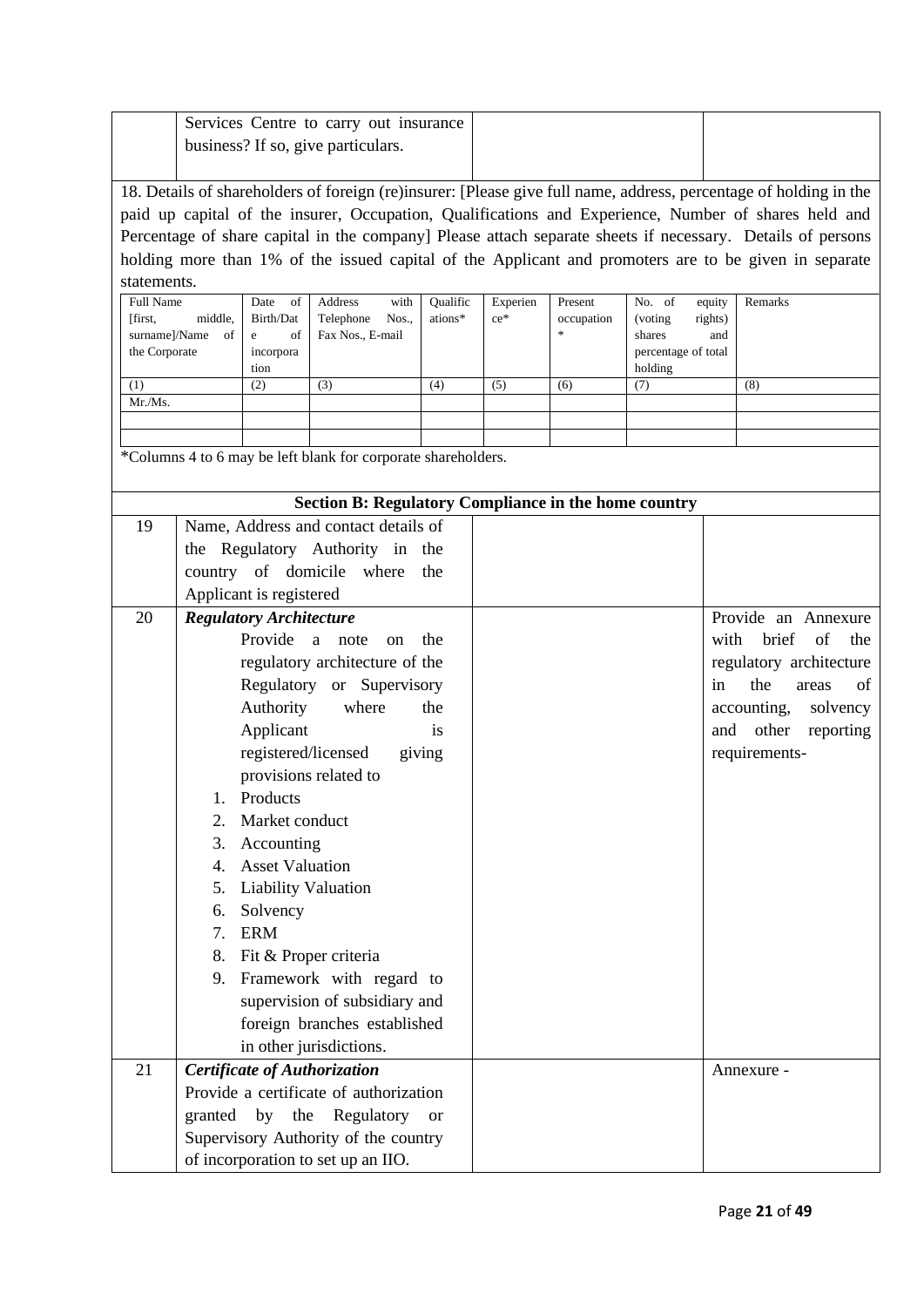| | Services Centre to carry out insurance business? If so, give particulars. | | |
|---|---|---|---|

18. Details of shareholders of foreign (re)insurer: [Please give full name, address, percentage of holding in the paid up capital of the insurer, Occupation, Qualifications and Experience, Number of shares held and Percentage of share capital in the company] Please attach separate sheets if necessary. Details of persons holding more than 1% of the issued capital of the Applicant and promoters are to be given in separate statements.

| Full Name [first, middle, surname]/Name of the Corporate | Date of Birth/Date of incorporation | Address with Telephone Nos., Fax Nos., E-mail | Qualifications* | Experience* | Present occupation * | No. of equity (voting rights) shares and percentage of total holding | Remarks |
|---|---|---|---|---|---|---|---|
| (1) | (2) | (3) | (4) | (5) | (6) | (7) | (8) |
| Mr./Ms. | | | | | | | |
| | | | | | | | |
| | | | | | | | |

*Columns 4 to 6 may be left blank for corporate shareholders.

| **Section B: Regulatory Compliance in the home country** | | | |
|---|---|---|---|
| 19 | Name, Address and contact details of the Regulatory Authority in the country of domicile where the Applicant is registered | | |
| 20 | ***Regulatory Architecture*** Provide a note on the regulatory architecture of the Regulatory or Supervisory Authority where the Applicant is registered/licensed giving provisions related to 1. Products 2. Market conduct 3. Accounting 4. Asset Valuation 5. Liability Valuation 6. Solvency 7. ERM 8. Fit & Proper criteria 9. Framework with regard to supervision of subsidiary and foreign branches established in other jurisdictions. | | Provide an Annexure with brief of the regulatory architecture in the areas of accounting, solvency and other reporting requirements- |
| 21 | ***Certificate of Authorization*** Provide a certificate of authorization granted by the Regulatory or Supervisory Authority of the country of incorporation to set up an IIO. | | Annexure - |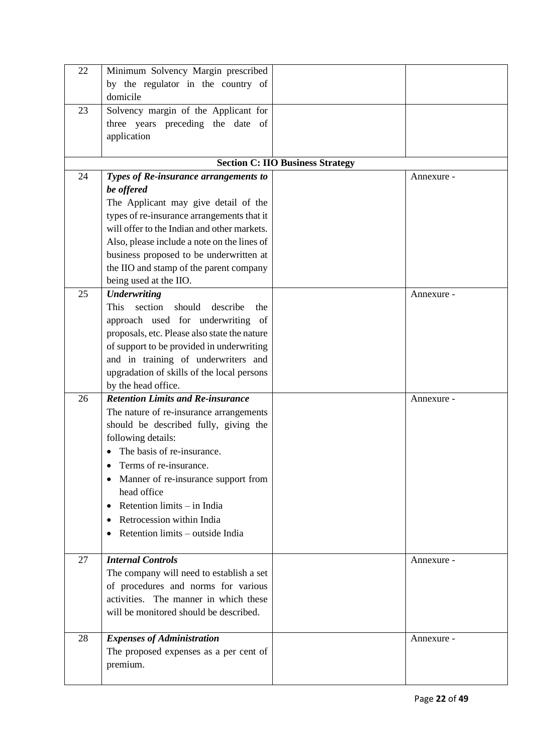| | | | |
|---|---|---|---|
| 22 | Minimum Solvency Margin prescribed by the regulator in the country of domicile | | |
| 23 | Solvency margin of the Applicant for three years preceding the date of application | | |
| **Section C: IIO Business Strategy** | | | |
| 24 | ***Types of Re-insurance arrangements to be offered*** The Applicant may give detail of the types of re-insurance arrangements that it will offer to the Indian and other markets. Also, please include a note on the lines of business proposed to be underwritten at the IIO and stamp of the parent company being used at the IIO. | | Annexure - |
| 25 | ***Underwriting*** This section should describe the approach used for underwriting of proposals, etc. Please also state the nature of support to be provided in underwriting and in training of underwriters and upgradation of skills of the local persons by the head office. | | Annexure - |
| 26 | ***Retention Limits and Re-insurance*** The nature of re-insurance arrangements should be described fully, giving the following details: <br>• The basis of re-insurance. <br>• Terms of re-insurance. <br>• Manner of re-insurance support from head office <br>• Retention limits – in India <br>• Retrocession within India <br>• Retention limits – outside India | | Annexure - |
| 27 | ***Internal Controls*** The company will need to establish a set of procedures and norms for various activities. The manner in which these will be monitored should be described. | | Annexure - |
| 28 | ***Expenses of Administration*** The proposed expenses as a per cent of premium. | | Annexure - |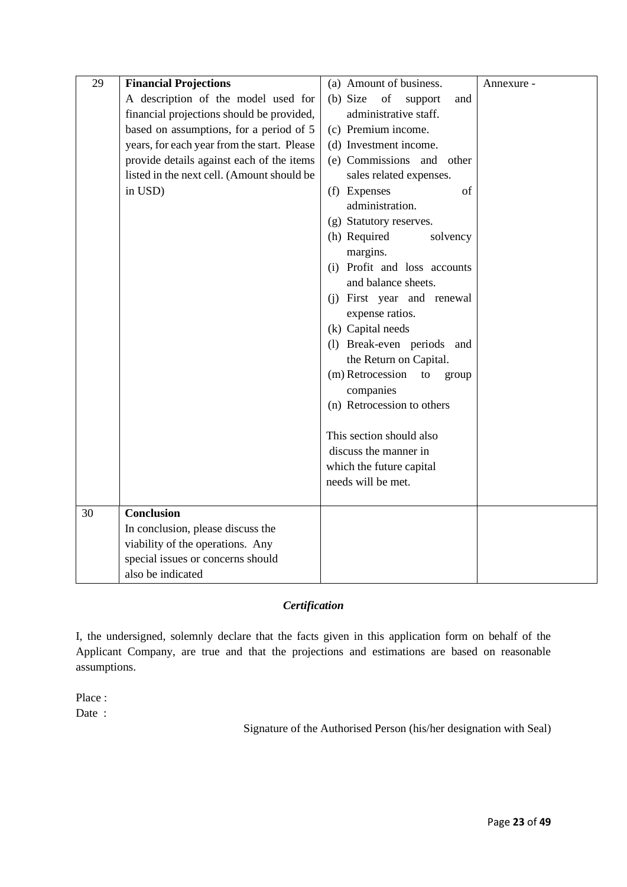| 29 | **Financial Projections**<br>A description of the model used for financial projections should be provided, based on assumptions, for a period of 5 years, for each year from the start. Please provide details against each of the items listed in the next cell. (Amount should be in USD) | (a) Amount of business.<br>(b) Size of support and administrative staff.<br>(c) Premium income.<br>(d) Investment income.<br>(e) Commissions and other sales related expenses.<br>(f) Expenses of administration.<br>(g) Statutory reserves.<br>(h) Required solvency margins.<br>(i) Profit and loss accounts and balance sheets.<br>(j) First year and renewal expense ratios.<br>(k) Capital needs<br>(l) Break-even periods and the Return on Capital.<br>(m) Retrocession to group companies<br>(n) Retrocession to others<br><br>This section should also discuss the manner in which the future capital needs will be met. | Annexure - |
|---|---|---|---|
| 30 | **Conclusion**<br>In conclusion, please discuss the viability of the operations. Any special issues or concerns should also be indicated | | |

***Certification***

I, the undersigned, solemnly declare that the facts given in this application form on behalf of the Applicant Company, are true and that the projections and estimations are based on reasonable assumptions.

Place :
Date :

Signature of the Authorised Person (his/her designation with Seal)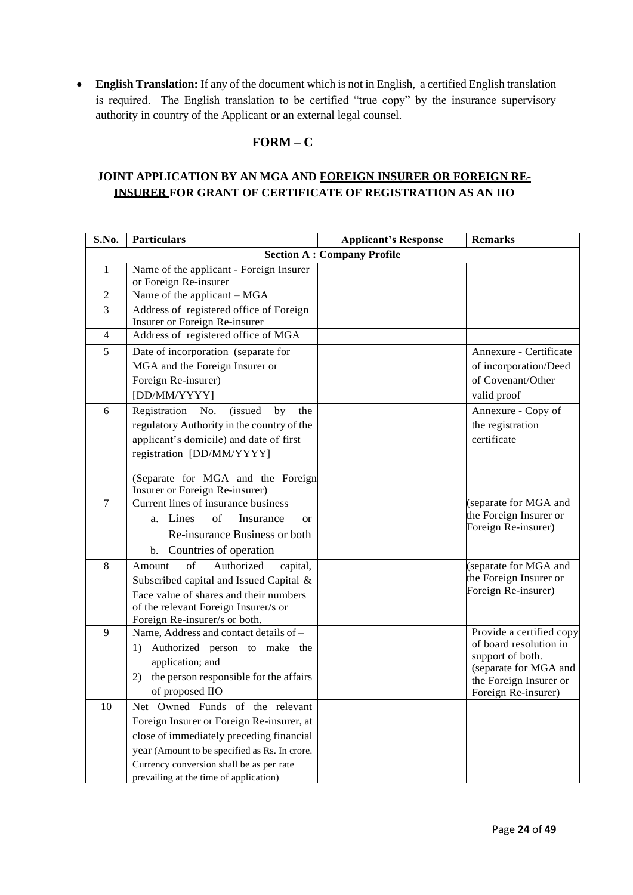- **English Translation:** If any of the document which is not in English, a certified English translation is required. The English translation to be certified "true copy" by the insurance supervisory authority in country of the Applicant or an external legal counsel.

## FORM – C

### JOINT APPLICATION BY AN MGA AND FOREIGN INSURER OR FOREIGN RE-INSURER FOR GRANT OF CERTIFICATE OF REGISTRATION AS AN IIO

| S.No. | Particulars | Applicant's Response | Remarks |
|---|---|---|---|
| **Section A : Company Profile** | | | |
| 1 | Name of the applicant - Foreign Insurer or Foreign Re-insurer | | |
| 2 | Name of the applicant – MGA | | |
| 3 | Address of registered office of Foreign Insurer or Foreign Re-insurer | | |
| 4 | Address of registered office of MGA | | |
| 5 | Date of incorporation (separate for MGA and the Foreign Insurer or Foreign Re-insurer) [DD/MM/YYYY] | | Annexure - Certificate of incorporation/Deed of Covenant/Other valid proof |
| 6 | Registration No. (issued by the regulatory Authority in the country of the applicant's domicile) and date of first registration [DD/MM/YYYY]<br><br>(Separate for MGA and the Foreign Insurer or Foreign Re-insurer) | | Annexure - Copy of the registration certificate |
| 7 | Current lines of insurance business<br>a. Lines of Insurance or Re-insurance Business or both<br>b. Countries of operation | | (separate for MGA and the Foreign Insurer or Foreign Re-insurer) |
| 8 | Amount of Authorized capital, Subscribed capital and Issued Capital & Face value of shares and their numbers of the relevant Foreign Insurer/s or Foreign Re-insurer/s or both. | | (separate for MGA and the Foreign Insurer or Foreign Re-insurer) |
| 9 | Name, Address and contact details of –<br>1) Authorized person to make the application; and<br>2) the person responsible for the affairs of proposed IIO | | Provide a certified copy of board resolution in support of both. (separate for MGA and the Foreign Insurer or Foreign Re-insurer) |
| 10 | Net Owned Funds of the relevant Foreign Insurer or Foreign Re-insurer, at close of immediately preceding financial year (Amount to be specified as Rs. In crore. Currency conversion shall be as per rate prevailing at the time of application) | | |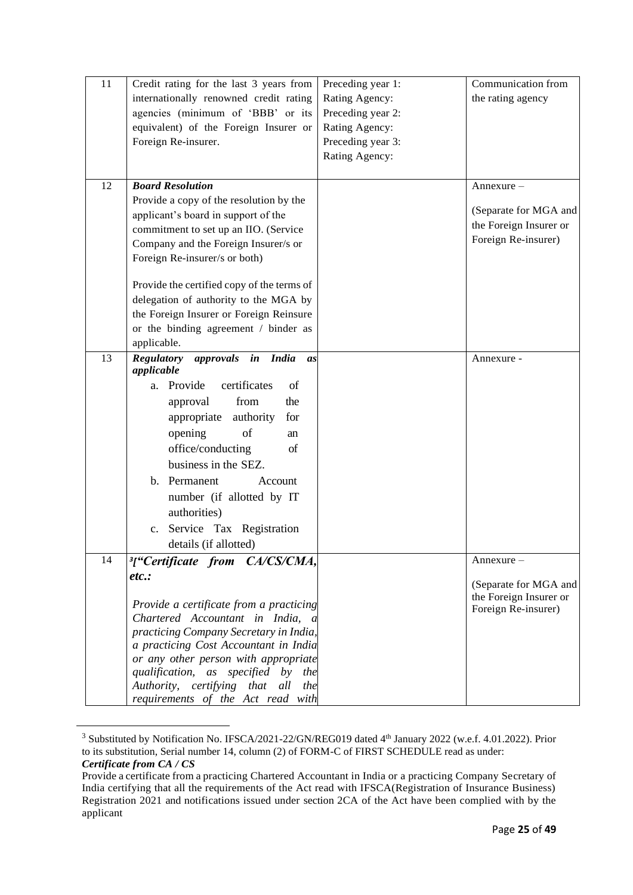| 11 | Credit rating for the last 3 years from internationally renowned credit rating agencies (minimum of 'BBB' or its equivalent) of the Foreign Insurer or Foreign Re-insurer. | Preceding year 1:<br>Rating Agency:<br>Preceding year 2:<br>Rating Agency:<br>Preceding year 3:<br>Rating Agency: | Communication from the rating agency |
|---|---|---|---|
| 12 | **_Board Resolution_**<br>Provide a copy of the resolution by the applicant's board in support of the commitment to set up an IIO. (Service Company and the Foreign Insurer/s or Foreign Re-insurer/s or both)<br><br>Provide the certified copy of the terms of delegation of authority to the MGA by the Foreign Insurer or Foreign Reinsure or the binding agreement / binder as applicable. | | Annexure –<br><br>(Separate for MGA and the Foreign Insurer or Foreign Re-insurer) |
| 13 | **_Regulatory approvals in India as applicable_**<br>a. Provide certificates of approval from the appropriate authority for opening of an office/conducting of business in the SEZ.<br>b. Permanent Account number (if allotted by IT authorities)<br>c. Service Tax Registration details (if allotted) | | Annexure - |
| 14 | [3]**_["Certificate from CA/CS/CMA, etc.:_**<br><br>_Provide a certificate from a practicing Chartered Accountant in India, a practicing Company Secretary in India, a practicing Cost Accountant in India or any other person with appropriate qualification, as specified by the Authority, certifying that all the requirements of the Act read with_ | | Annexure –<br><br>(Separate for MGA and the Foreign Insurer or Foreign Re-insurer) |

[3] Substituted by Notification No. IFSCA/2021-22/GN/REG019 dated 4th January 2022 (w.e.f. 4.01.2022). Prior to its substitution, Serial number 14, column (2) of FORM-C of FIRST SCHEDULE read as under:
***Certificate from CA / CS***
Provide a certificate from a practicing Chartered Accountant in India or a practicing Company Secretary of India certifying that all the requirements of the Act read with IFSCA(Registration of Insurance Business) Registration 2021 and notifications issued under section 2CA of the Act have been complied with by the applicant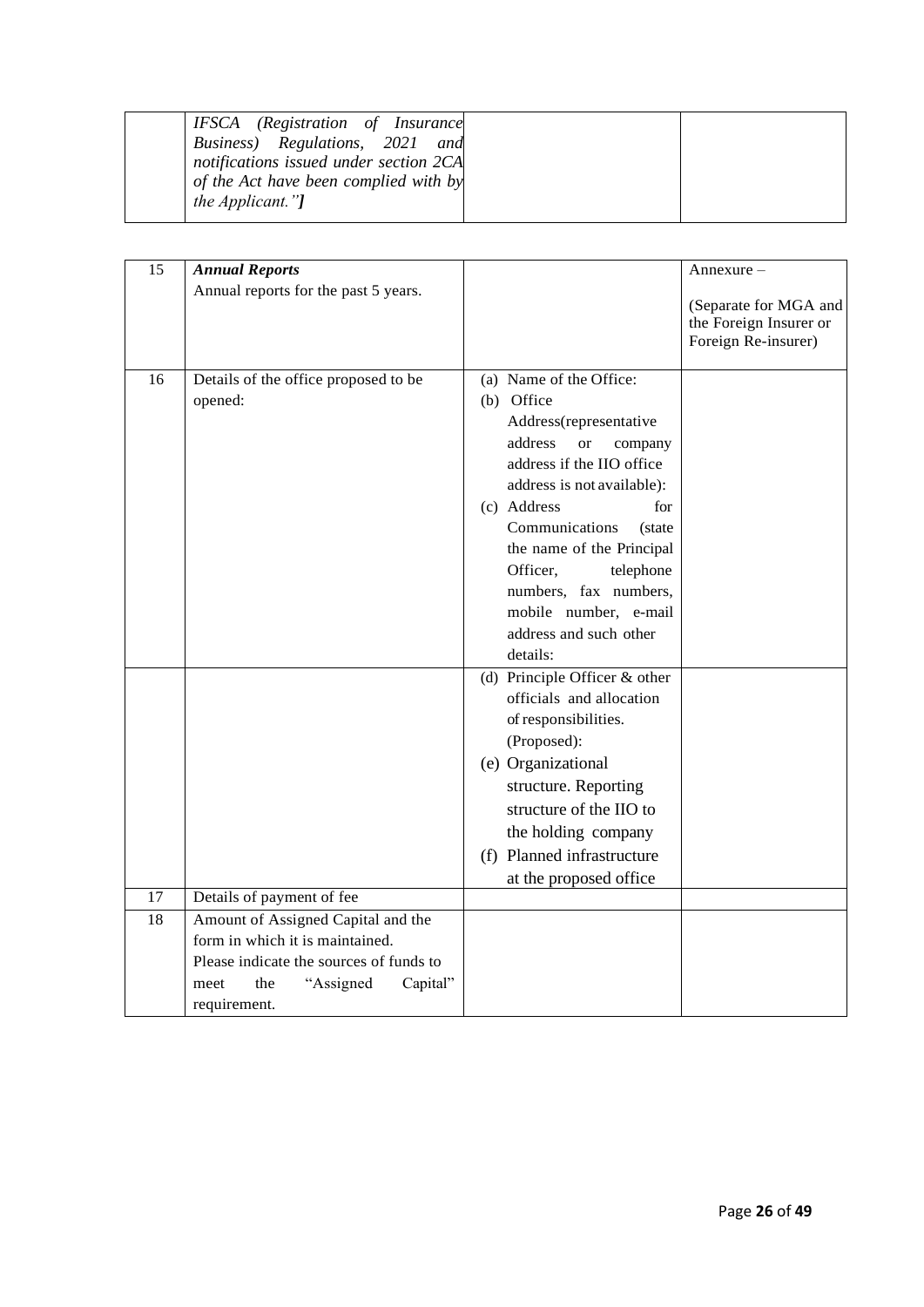| | *IFSCA (Registration of Insurance Business) Regulations, 2021 and notifications issued under section 2CA of the Act have been complied with by the Applicant."]* | | |
|---|---|---|---|

| 15 | ***Annual Reports***<br>Annual reports for the past 5 years. | | Annexure –<br><br>(Separate for MGA and the Foreign Insurer or Foreign Re-insurer) |
|---|---|---|---|
| 16 | Details of the office proposed to be opened: | (a) Name of the Office:<br>(b) Office Address(representative address or company address if the IIO office address is not available):<br>(c) Address for Communications (state the name of the Principal Officer, telephone numbers, fax numbers, mobile number, e-mail address and such other details: | |
| | | (d) Principle Officer & other officials and allocation of responsibilities. (Proposed):<br>(e) Organizational structure. Reporting structure of the IIO to the holding company<br>(f) Planned infrastructure at the proposed office | |
| 17 | Details of payment of fee | | |
| 18 | Amount of Assigned Capital and the form in which it is maintained.<br>Please indicate the sources of funds to meet the "Assigned Capital" requirement. | | |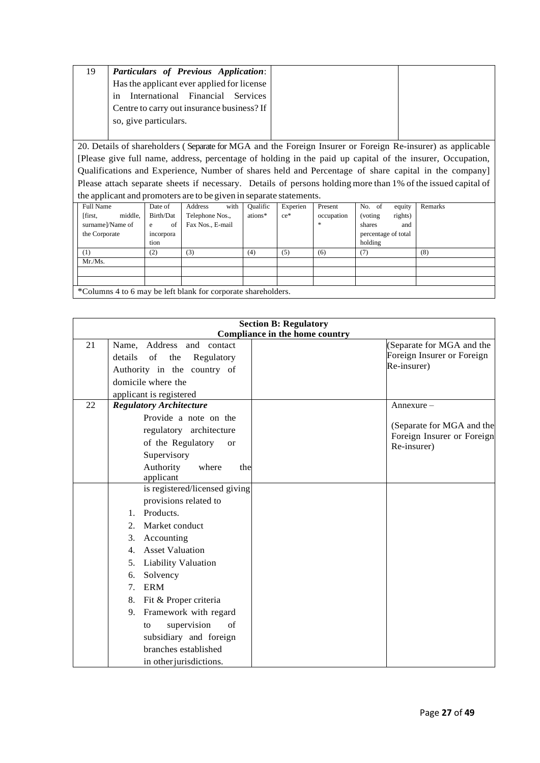| 19 | ***Particulars of Previous Application***: Has the applicant ever applied for license in International Financial Services Centre to carry out insurance business? If so, give particulars. | | |
|---|---|---|---|

20. Details of shareholders ( Separate for MGA and the Foreign Insurer or Foreign Re-insurer) as applicable [Please give full name, address, percentage of holding in the paid up capital of the insurer, Occupation, Qualifications and Experience, Number of shares held and Percentage of share capital in the company] Please attach separate sheets if necessary. Details of persons holding more than 1% of the issued capital of the applicant and promoters are to be given in separate statements.

| Full Name [first, middle, surname]/Name of the Corporate | Date of Birth/Date of incorporation | Address with Telephone Nos., Fax Nos., E-mail | Qualifications* | Experience* | Present occupation * | No. of equity (voting rights) shares and percentage of total holding | Remarks |
|---|---|---|---|---|---|---|---|
| (1) | (2) | (3) | (4) | (5) | (6) | (7) | (8) |
| Mr./Ms. | | | | | | | |
| | | | | | | | |
| | | | | | | | |

*Columns 4 to 6 may be left blank for corporate shareholders.

**Section B: Regulatory Compliance in the home country**

| | | | |
|---|---|---|---|
| 21 | Name, Address and contact details of the Regulatory Authority in the country of domicile where the applicant is registered | | (Separate for MGA and the Foreign Insurer or Foreign Re-insurer) |
| 22 | ***Regulatory Architecture*** Provide a note on the regulatory architecture of the Regulatory or Supervisory Authority where the applicant | | Annexure – (Separate for MGA and the Foreign Insurer or Foreign Re-insurer) |
| | is registered/licensed giving provisions related to 1. Products. 2. Market conduct 3. Accounting 4. Asset Valuation 5. Liability Valuation 6. Solvency 7. ERM 8. Fit & Proper criteria 9. Framework with regard to supervision of subsidiary and foreign branches established in other jurisdictions. | | |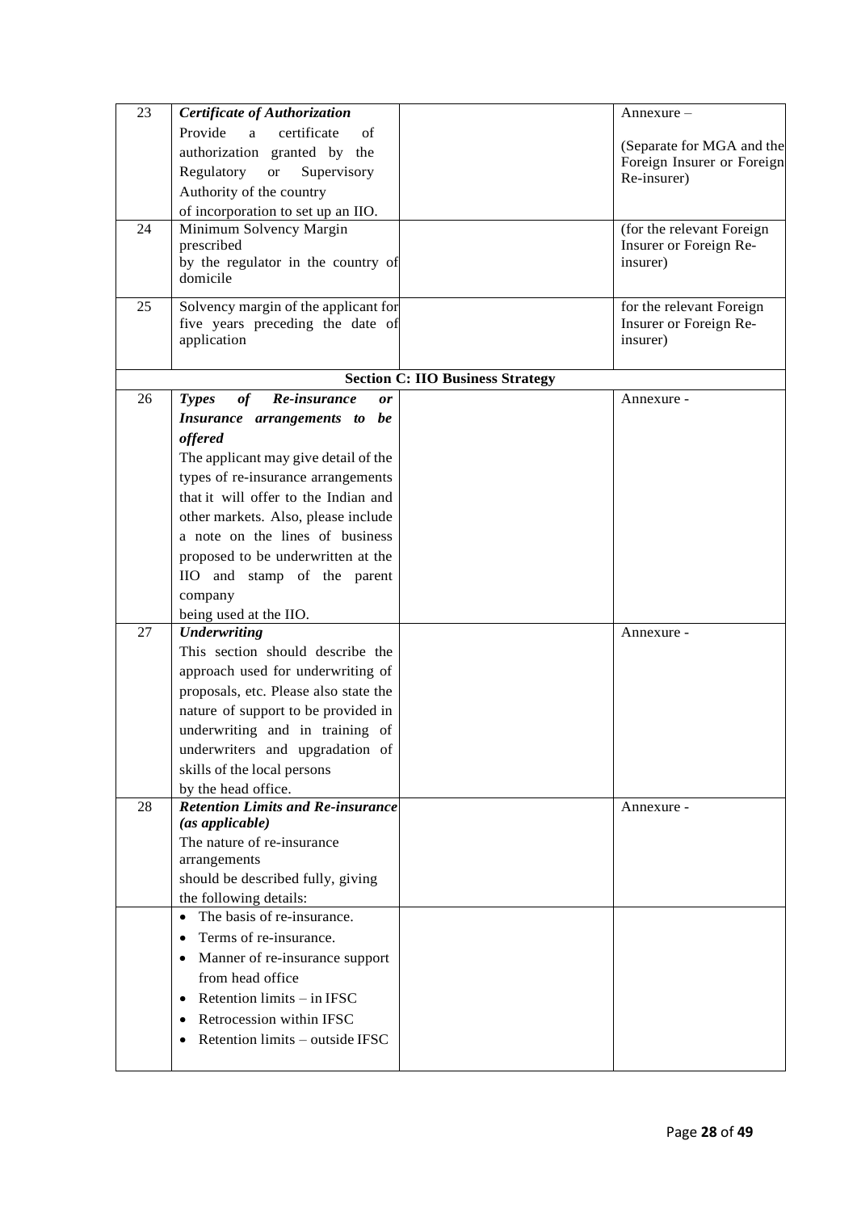| 23 | ***Certificate of Authorization*** Provide a certificate of authorization granted by the Regulatory or Supervisory Authority of the country of incorporation to set up an IIO. | | Annexure – (Separate for MGA and the Foreign Insurer or Foreign Re-insurer) |
|---|---|---|---|
| 24 | Minimum Solvency Margin prescribed by the regulator in the country of domicile | | (for the relevant Foreign Insurer or Foreign Re-insurer) |
| 25 | Solvency margin of the applicant for five years preceding the date of application | | for the relevant Foreign Insurer or Foreign Re-insurer) |
| | | **Section C: IIO Business Strategy** | |
| 26 | ***Types of Re-insurance or Insurance arrangements to be offered*** The applicant may give detail of the types of re-insurance arrangements that it will offer to the Indian and other markets. Also, please include a note on the lines of business proposed to be underwritten at the IIO and stamp of the parent company being used at the IIO. | | Annexure - |
| 27 | ***Underwriting*** This section should describe the approach used for underwriting of proposals, etc. Please also state the nature of support to be provided in underwriting and in training of underwriters and upgradation of skills of the local persons by the head office. | | Annexure - |
| 28 | ***Retention Limits and Re-insurance (as applicable)*** The nature of re-insurance arrangements should be described fully, giving the following details: | | Annexure - |
| | • The basis of re-insurance. • Terms of re-insurance. • Manner of re-insurance support from head office • Retention limits – in IFSC • Retrocession within IFSC • Retention limits – outside IFSC | | |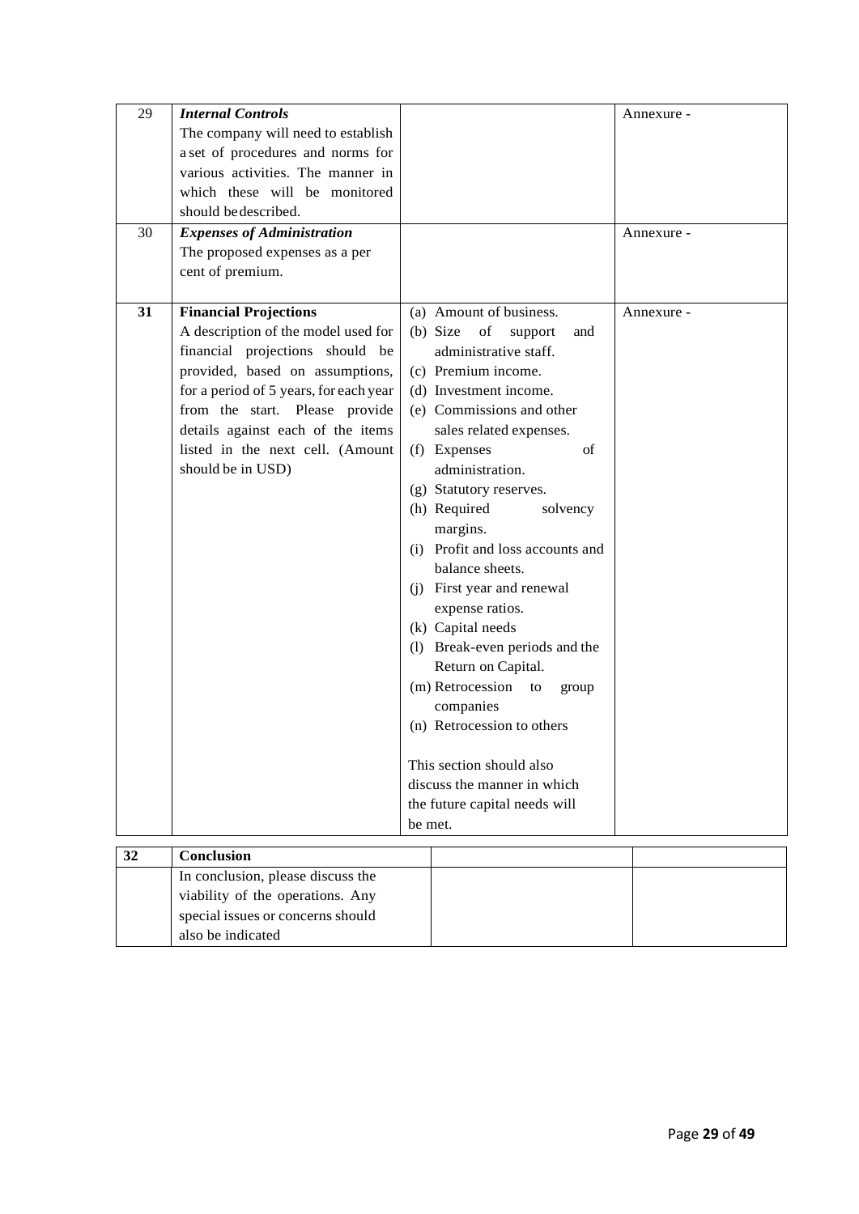| | | | |
|---|---|---|---|
| 29 | ***Internal Controls*** <br> The company will need to establish a set of procedures and norms for various activities. The manner in which these will be monitored should be described. | | Annexure - |
| 30 | ***Expenses of Administration*** <br> The proposed expenses as a per cent of premium. | | Annexure - |
| **31** | **Financial Projections** <br> A description of the model used for financial projections should be provided, based on assumptions, for a period of 5 years, for each year from the start. Please provide details against each of the items listed in the next cell. (Amount should be in USD) | (a) Amount of business. <br> (b) Size of support and administrative staff. <br> (c) Premium income. <br> (d) Investment income. <br> (e) Commissions and other sales related expenses. <br> (f) Expenses of administration. <br> (g) Statutory reserves. <br> (h) Required solvency margins. <br> (i) Profit and loss accounts and balance sheets. <br> (j) First year and renewal expense ratios. <br> (k) Capital needs <br> (l) Break-even periods and the Return on Capital. <br> (m) Retrocession to group companies <br> (n) Retrocession to others <br><br> This section should also discuss the manner in which the future capital needs will be met. | Annexure - |
| **32** | **Conclusion** | | |
| | In conclusion, please discuss the viability of the operations. Any special issues or concerns should also be indicated | | |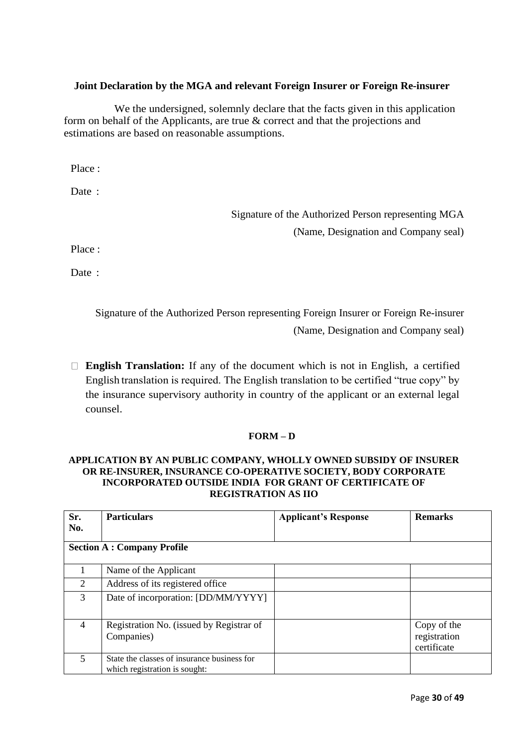**Joint Declaration by the MGA and relevant Foreign Insurer or Foreign Re-insurer**

We the undersigned, solemnly declare that the facts given in this application form on behalf of the Applicants, are true & correct and that the projections and estimations are based on reasonable assumptions.

Place :

Date :

Signature of the Authorized Person representing MGA

(Name, Designation and Company seal)

Place :

Date :

Signature of the Authorized Person representing Foreign Insurer or Foreign Re-insurer

(Name, Designation and Company seal)

- **English Translation:** If any of the document which is not in English, a certified English translation is required. The English translation to be certified "true copy" by the insurance supervisory authority in country of the applicant or an external legal counsel.

**FORM – D**

**APPLICATION BY AN PUBLIC COMPANY, WHOLLY OWNED SUBSIDY OF INSURER OR RE-INSURER, INSURANCE CO-OPERATIVE SOCIETY, BODY CORPORATE INCORPORATED OUTSIDE INDIA FOR GRANT OF CERTIFICATE OF REGISTRATION AS IIO**

| Sr. No. | Particulars | Applicant's Response | Remarks |
|---|---|---|---|
| **Section A : Company Profile** | | | |
| 1 | Name of the Applicant | | |
| 2 | Address of its registered office | | |
| 3 | Date of incorporation: [DD/MM/YYYY] | | |
| 4 | Registration No. (issued by Registrar of Companies) | | Copy of the registration certificate |
| 5 | State the classes of insurance business for which registration is sought: | | |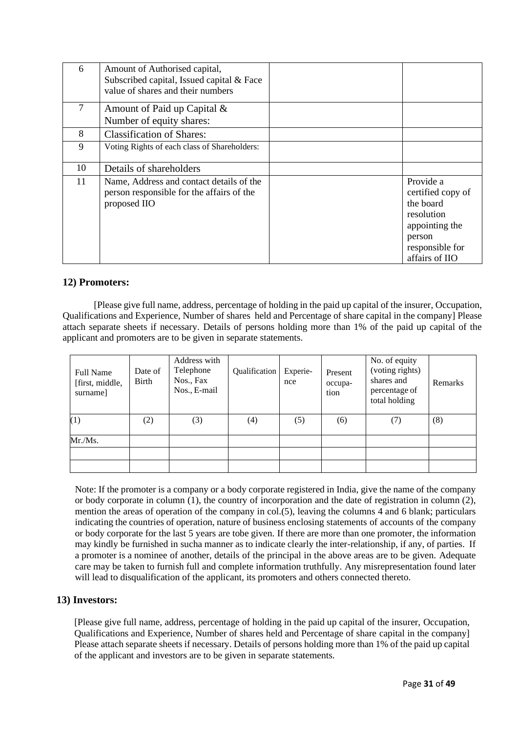| 6 | Amount of Authorised capital, Subscribed capital, Issued capital & Face value of shares and their numbers | | |
|---|---|---|---|
| 7 | Amount of Paid up Capital & Number of equity shares: | | |
| 8 | Classification of Shares: | | |
| 9 | Voting Rights of each class of Shareholders: | | |
| 10 | Details of shareholders | | |
| 11 | Name, Address and contact details of the person responsible for the affairs of the proposed IIO | | Provide a certified copy of the board resolution appointing the person responsible for affairs of IIO |

## 12) Promoters:

[Please give full name, address, percentage of holding in the paid up capital of the insurer, Occupation, Qualifications and Experience, Number of shares held and Percentage of share capital in the company] Please attach separate sheets if necessary. Details of persons holding more than 1% of the paid up capital of the applicant and promoters are to be given in separate statements.

| Full Name [first, middle, surname] | Date of Birth | Address with Telephone Nos., Fax Nos., E-mail | Qualification | Experie-nce | Present occupa-tion | No. of equity (voting rights) shares and percentage of total holding | Remarks |
|---|---|---|---|---|---|---|---|
| (1) | (2) | (3) | (4) | (5) | (6) | (7) | (8) |
| Mr./Ms. | | | | | | | |
| | | | | | | | |
| | | | | | | | |

Note: If the promoter is a company or a body corporate registered in India, give the name of the company or body corporate in column (1), the country of incorporation and the date of registration in column (2), mention the areas of operation of the company in col.(5), leaving the columns 4 and 6 blank; particulars indicating the countries of operation, nature of business enclosing statements of accounts of the company or body corporate for the last 5 years are tobe given. If there are more than one promoter, the information may kindly be furnished in sucha manner as to indicate clearly the inter-relationship, if any, of parties. If a promoter is a nominee of another, details of the principal in the above areas are to be given. Adequate care may be taken to furnish full and complete information truthfully. Any misrepresentation found later will lead to disqualification of the applicant, its promoters and others connected thereto.

## 13) Investors:

[Please give full name, address, percentage of holding in the paid up capital of the insurer, Occupation, Qualifications and Experience, Number of shares held and Percentage of share capital in the company] Please attach separate sheets if necessary. Details of persons holding more than 1% of the paid up capital of the applicant and investors are to be given in separate statements.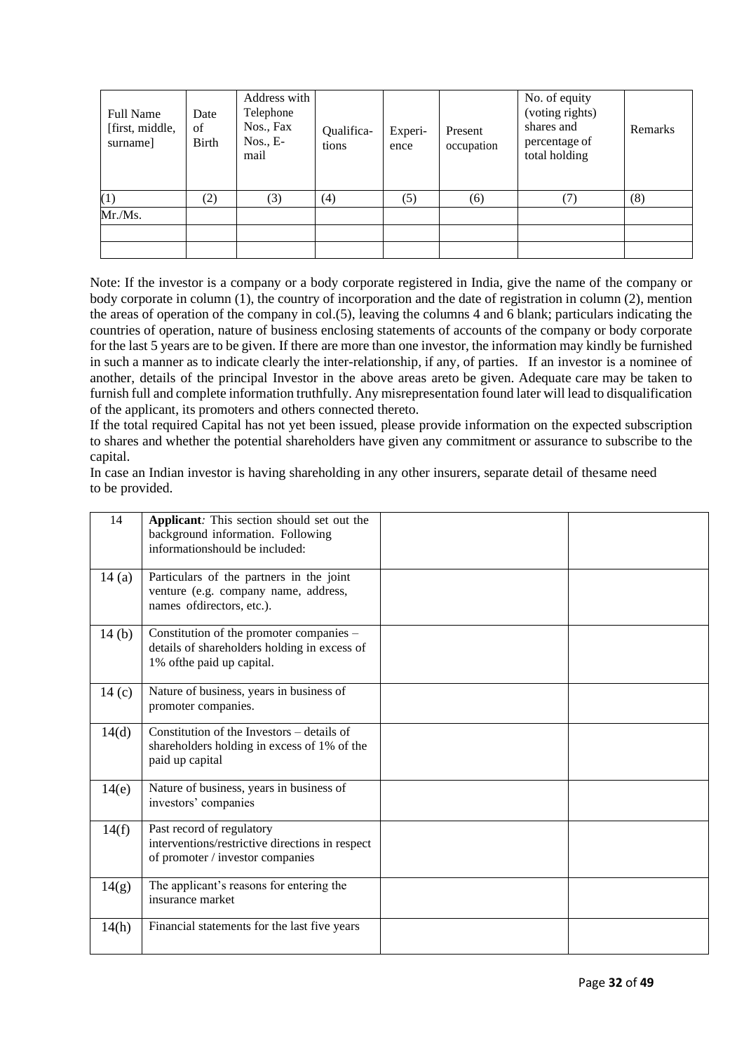| Full Name [first, middle, surname] | Date of Birth | Address with Telephone Nos., Fax Nos., E-mail | Qualifica-tions | Experi-ence | Present occupation | No. of equity (voting rights) shares and percentage of total holding | Remarks |
|---|---|---|---|---|---|---|---|
| (1) | (2) | (3) | (4) | (5) | (6) | (7) | (8) |
| Mr./Ms. | | | | | | | |
| | | | | | | | |
| | | | | | | | |

Note: If the investor is a company or a body corporate registered in India, give the name of the company or body corporate in column (1), the country of incorporation and the date of registration in column (2), mention the areas of operation of the company in col.(5), leaving the columns 4 and 6 blank; particulars indicating the countries of operation, nature of business enclosing statements of accounts of the company or body corporate for the last 5 years are to be given. If there are more than one investor, the information may kindly be furnished in such a manner as to indicate clearly the inter-relationship, if any, of parties. If an investor is a nominee of another, details of the principal Investor in the above areas areto be given. Adequate care may be taken to furnish full and complete information truthfully. Any misrepresentation found later will lead to disqualification of the applicant, its promoters and others connected thereto.

If the total required Capital has not yet been issued, please provide information on the expected subscription to shares and whether the potential shareholders have given any commitment or assurance to subscribe to the capital.

In case an Indian investor is having shareholding in any other insurers, separate detail of thesame need to be provided.

| | | | |
|---|---|---|---|
| 14 | **Applicant***:* This section should set out the background information. Following informationshould be included: | | |
| 14 (a) | Particulars of the partners in the joint venture (e.g. company name, address, names ofdirectors, etc.). | | |
| 14 (b) | Constitution of the promoter companies – details of shareholders holding in excess of 1% ofthe paid up capital. | | |
| 14 (c) | Nature of business, years in business of promoter companies. | | |
| 14(d) | Constitution of the Investors – details of shareholders holding in excess of 1% of the paid up capital | | |
| 14(e) | Nature of business, years in business of investors' companies | | |
| 14(f) | Past record of regulatory interventions/restrictive directions in respect of promoter / investor companies | | |
| 14(g) | The applicant's reasons for entering the insurance market | | |
| 14(h) | Financial statements for the last five years | | |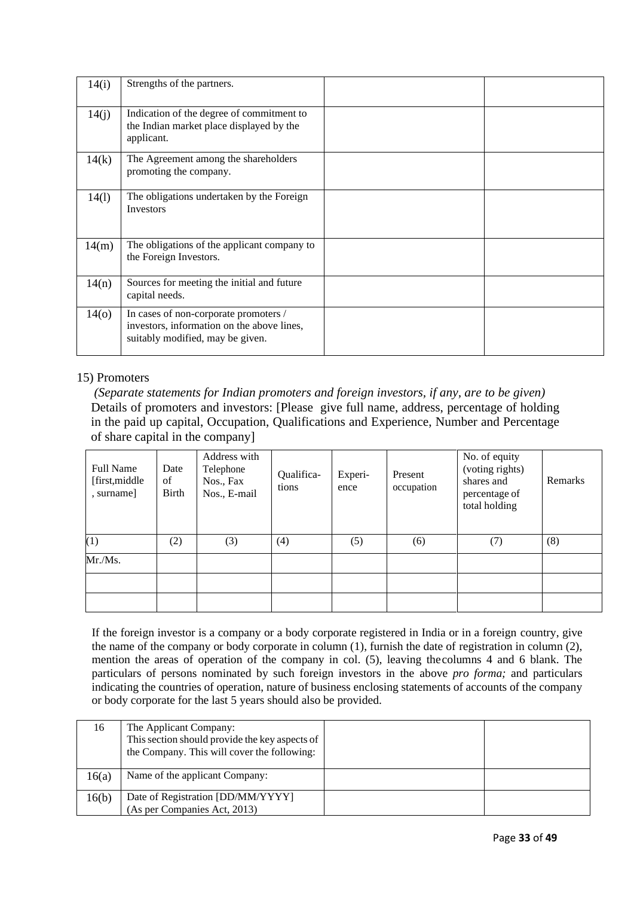| | | | |
|---|---|---|---|
| 14(i) | Strengths of the partners. | | |
| 14(j) | Indication of the degree of commitment to the Indian market place displayed by the applicant. | | |
| 14(k) | The Agreement among the shareholders promoting the company. | | |
| 14(l) | The obligations undertaken by the Foreign Investors | | |
| 14(m) | The obligations of the applicant company to the Foreign Investors. | | |
| 14(n) | Sources for meeting the initial and future capital needs. | | |
| 14(o) | In cases of non-corporate promoters / investors, information on the above lines, suitably modified, may be given. | | |

15) Promoters

*(Separate statements for Indian promoters and foreign investors, if any, are to be given)*
Details of promoters and investors: [Please give full name, address, percentage of holding in the paid up capital, Occupation, Qualifications and Experience, Number and Percentage of share capital in the company]

| Full Name [first,middle , surname] | Date of Birth | Address with Telephone Nos., Fax Nos., E-mail | Qualifica-tions | Experi-ence | Present occupation | No. of equity (voting rights) shares and percentage of total holding | Remarks |
|---|---|---|---|---|---|---|---|
| (1) | (2) | (3) | (4) | (5) | (6) | (7) | (8) |
| Mr./Ms. | | | | | | | |
| | | | | | | | |
| | | | | | | | |

If the foreign investor is a company or a body corporate registered in India or in a foreign country, give the name of the company or body corporate in column (1), furnish the date of registration in column (2), mention the areas of operation of the company in col. (5), leaving thecolumns 4 and 6 blank. The particulars of persons nominated by such foreign investors in the above *pro forma;* and particulars indicating the countries of operation, nature of business enclosing statements of accounts of the company or body corporate for the last 5 years should also be provided.

| | | | |
|---|---|---|---|
| 16 | The Applicant Company: This section should provide the key aspects of the Company. This will cover the following: | | |
| 16(a) | Name of the applicant Company: | | |
| 16(b) | Date of Registration [DD/MM/YYYY] (As per Companies Act, 2013) | | |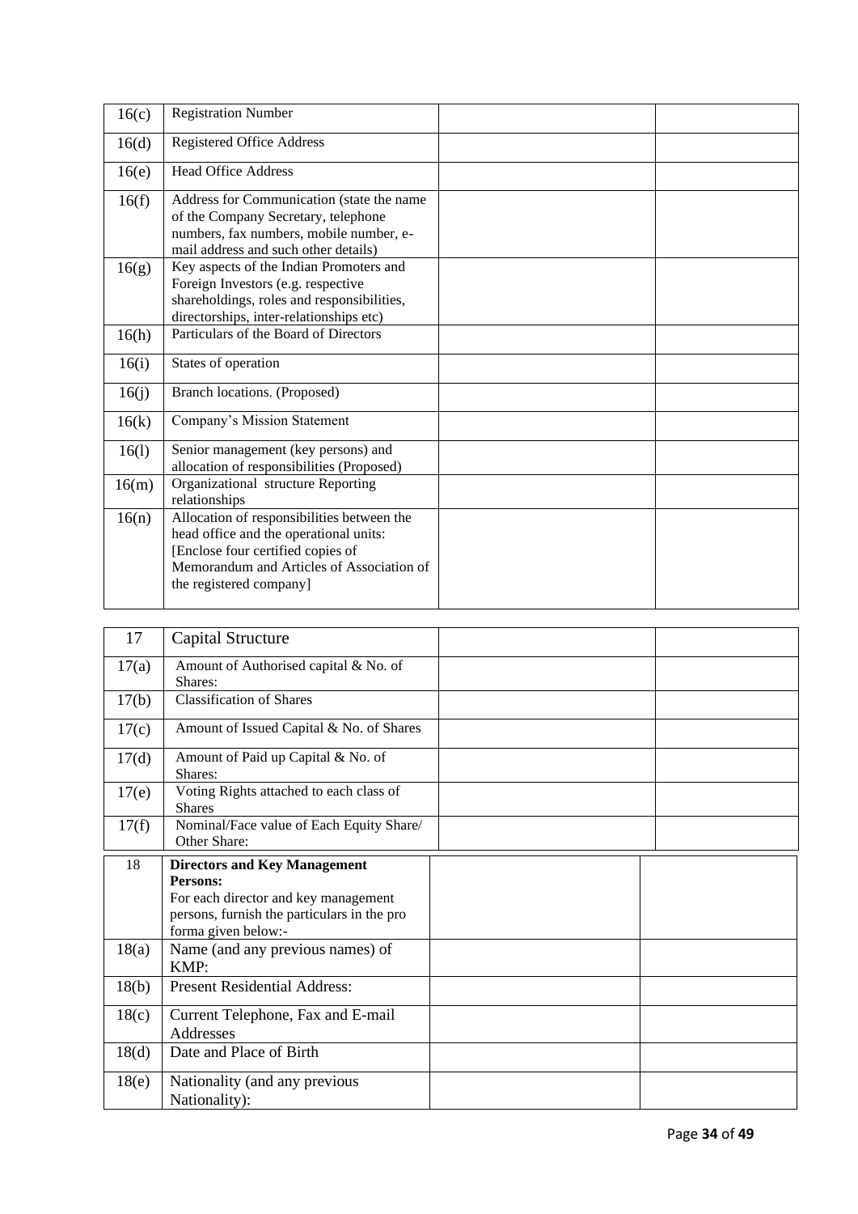| | | | |
|---|---|---|---|
| 16(c) | Registration Number | | |
| 16(d) | Registered Office Address | | |
| 16(e) | Head Office Address | | |
| 16(f) | Address for Communication (state the name of the Company Secretary, telephone numbers, fax numbers, mobile number, e-mail address and such other details) | | |
| 16(g) | Key aspects of the Indian Promoters and Foreign Investors (e.g. respective shareholdings, roles and responsibilities, directorships, inter-relationships etc) | | |
| 16(h) | Particulars of the Board of Directors | | |
| 16(i) | States of operation | | |
| 16(j) | Branch locations. (Proposed) | | |
| 16(k) | Company's Mission Statement | | |
| 16(l) | Senior management (key persons) and allocation of responsibilities (Proposed) | | |
| 16(m) | Organizational structure Reporting relationships | | |
| 16(n) | Allocation of responsibilities between the head office and the operational units: [Enclose four certified copies of Memorandum and Articles of Association of the registered company] | | |

| | | | |
|---|---|---|---|
| 17 | Capital Structure | | |
| 17(a) | Amount of Authorised capital & No. of Shares: | | |
| 17(b) | Classification of Shares | | |
| 17(c) | Amount of Issued Capital & No. of Shares | | |
| 17(d) | Amount of Paid up Capital & No. of Shares: | | |
| 17(e) | Voting Rights attached to each class of Shares | | |
| 17(f) | Nominal/Face value of Each Equity Share/ Other Share: | | |

| | | | |
|---|---|---|---|
| 18 | **Directors and Key Management Persons:** For each director and key management persons, furnish the particulars in the pro forma given below:- | | |
| 18(a) | Name (and any previous names) of KMP: | | |
| 18(b) | Present Residential Address: | | |
| 18(c) | Current Telephone, Fax and E-mail Addresses | | |
| 18(d) | Date and Place of Birth | | |
| 18(e) | Nationality (and any previous Nationality): | | |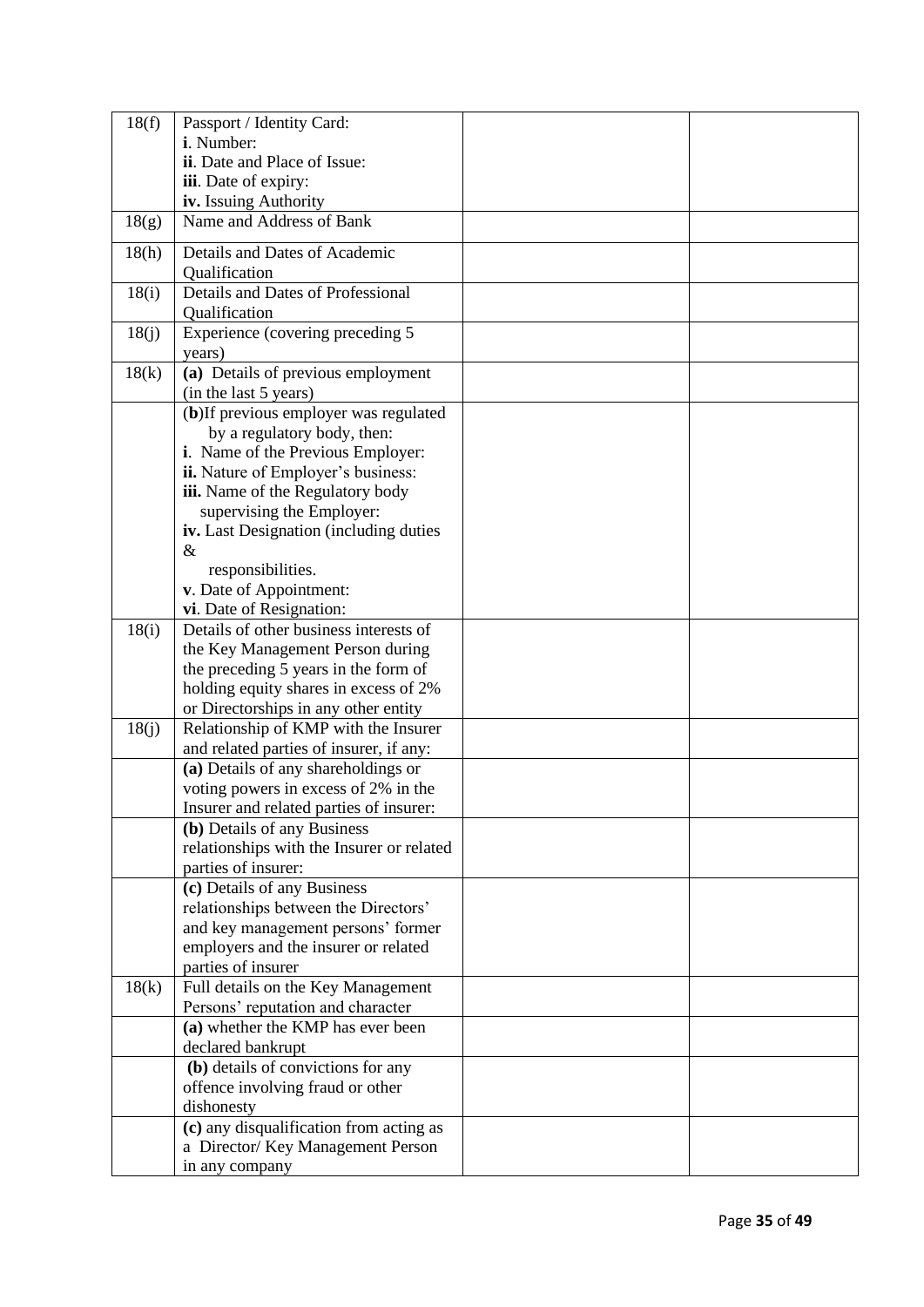| | | | |
|---|---|---|---|
| 18(f) | Passport / Identity Card:<br>**i**. Number:<br>**ii**. Date and Place of Issue:<br>**iii**. Date of expiry:<br>**iv.** Issuing Authority | | |
| 18(g) | Name and Address of Bank | | |
| 18(h) | Details and Dates of Academic Qualification | | |
| 18(i) | Details and Dates of Professional Qualification | | |
| 18(j) | Experience (covering preceding 5 years) | | |
| 18(k) | **(a)** Details of previous employment (in the last 5 years) | | |
| | (**b**)If previous employer was regulated by a regulatory body, then:<br>**i**. Name of the Previous Employer:<br>**ii.** Nature of Employer's business:<br>**iii.** Name of the Regulatory body supervising the Employer:<br>**iv.** Last Designation (including duties &<br>responsibilities.<br>**v**. Date of Appointment:<br>**vi**. Date of Resignation: | | |
| 18(i) | Details of other business interests of the Key Management Person during the preceding 5 years in the form of holding equity shares in excess of 2% or Directorships in any other entity | | |
| 18(j) | Relationship of KMP with the Insurer and related parties of insurer, if any: | | |
| | **(a)** Details of any shareholdings or voting powers in excess of 2% in the Insurer and related parties of insurer: | | |
| | **(b)** Details of any Business relationships with the Insurer or related parties of insurer: | | |
| | **(c)** Details of any Business relationships between the Directors' and key management persons' former employers and the insurer or related parties of insurer | | |
| 18(k) | Full details on the Key Management Persons' reputation and character | | |
| | **(a)** whether the KMP has ever been declared bankrupt | | |
| | **(b)** details of convictions for any offence involving fraud or other dishonesty | | |
| | **(c)** any disqualification from acting as a Director/ Key Management Person in any company | | |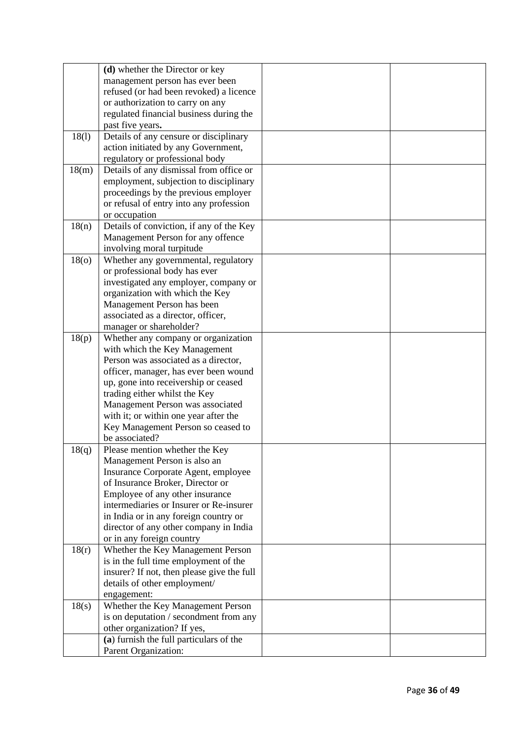| | | | |
|---|---|---|---|
| | **(d)** whether the Director or key management person has ever been refused (or had been revoked) a licence or authorization to carry on any regulated financial business during the past five years**.** | | |
| 18(l) | Details of any censure or disciplinary action initiated by any Government, regulatory or professional body | | |
| 18(m) | Details of any dismissal from office or employment, subjection to disciplinary proceedings by the previous employer or refusal of entry into any profession or occupation | | |
| 18(n) | Details of conviction, if any of the Key Management Person for any offence involving moral turpitude | | |
| 18(o) | Whether any governmental, regulatory or professional body has ever investigated any employer, company or organization with which the Key Management Person has been associated as a director, officer, manager or shareholder? | | |
| 18(p) | Whether any company or organization with which the Key Management Person was associated as a director, officer, manager, has ever been wound up, gone into receivership or ceased trading either whilst the Key Management Person was associated with it; or within one year after the Key Management Person so ceased to be associated? | | |
| 18(q) | Please mention whether the Key Management Person is also an Insurance Corporate Agent, employee of Insurance Broker, Director or Employee of any other insurance intermediaries or Insurer or Re-insurer in India or in any foreign country or director of any other company in India or in any foreign country | | |
| 18(r) | Whether the Key Management Person is in the full time employment of the insurer? If not, then please give the full details of other employment/ engagement: | | |
| 18(s) | Whether the Key Management Person is on deputation / secondment from any other organization? If yes, | | |
| | **(a**) furnish the full particulars of the Parent Organization: | | |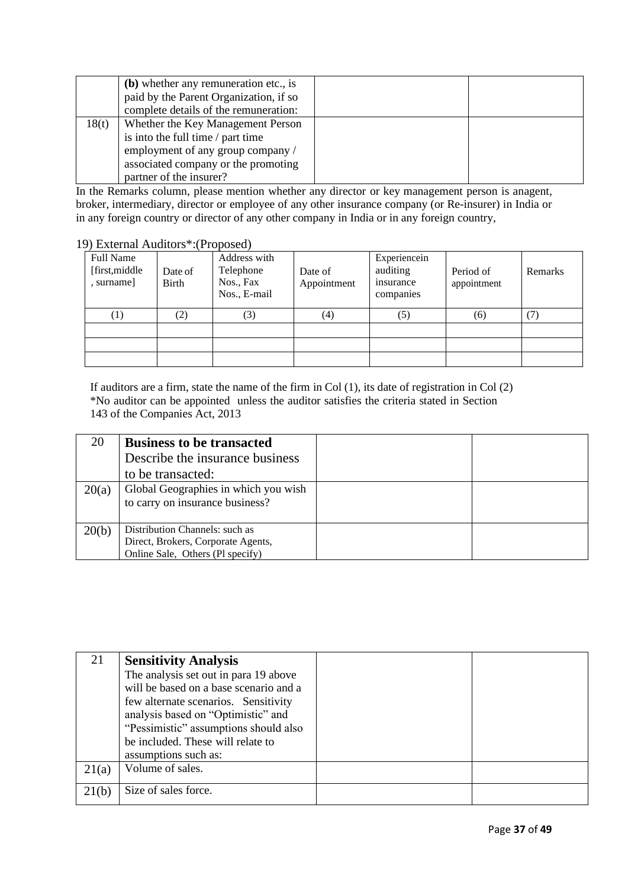| | | | |
|---|---|---|---|
| | **(b)** whether any remuneration etc., is paid by the Parent Organization, if so complete details of the remuneration: | | |
| 18(t) | Whether the Key Management Person is into the full time / part time employment of any group company / associated company or the promoting partner of the insurer? | | |

In the Remarks column, please mention whether any director or key management person is anagent, broker, intermediary, director or employee of any other insurance company (or Re-insurer) in India or in any foreign country or director of any other company in India or in any foreign country,

19) External Auditors*:(Proposed)

| Full Name [first,middle , surname] | Date of Birth | Address with Telephone Nos., Fax Nos., E-mail | Date of Appointment | Experiencein auditing insurance companies | Period of appointment | Remarks |
|---|---|---|---|---|---|---|
| (1) | (2) | (3) | (4) | (5) | (6) | (7) |
| | | | | | | |
| | | | | | | |
| | | | | | | |

If auditors are a firm, state the name of the firm in Col (1), its date of registration in Col (2)
*No auditor can be appointed unless the auditor satisfies the criteria stated in Section 143 of the Companies Act, 2013

| | | | |
|---|---|---|---|
| 20 | **Business to be transacted** Describe the insurance business to be transacted: | | |
| 20(a) | Global Geographies in which you wish to carry on insurance business? | | |
| 20(b) | Distribution Channels: such as Direct, Brokers, Corporate Agents, Online Sale, Others (Pl specify) | | |

| | | | |
|---|---|---|---|
| 21 | **Sensitivity Analysis** The analysis set out in para 19 above will be based on a base scenario and a few alternate scenarios. Sensitivity analysis based on “Optimistic” and “Pessimistic” assumptions should also be included. These will relate to assumptions such as: | | |
| 21(a) | Volume of sales. | | |
| 21(b) | Size of sales force. | | |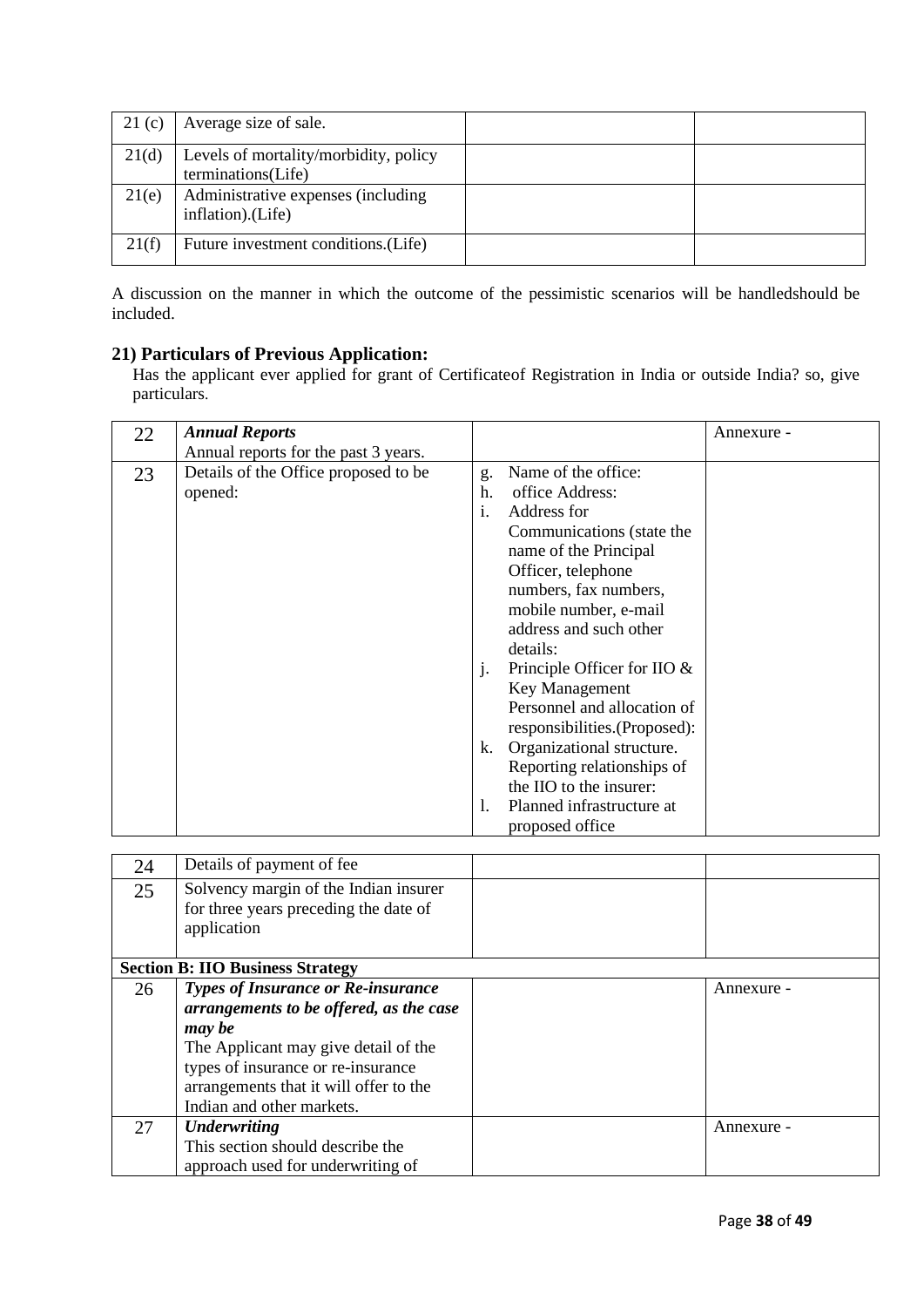| 21 (c) | Average size of sale. | | |
|---|---|---|---|
| 21(d) | Levels of mortality/morbidity, policy terminations(Life) | | |
| 21(e) | Administrative expenses (including inflation).(Life) | | |
| 21(f) | Future investment conditions.(Life) | | |

A discussion on the manner in which the outcome of the pessimistic scenarios will be handledshould be included.

### 21) Particulars of Previous Application:

Has the applicant ever applied for grant of Certificateof Registration in India or outside India? so, give particulars.

| 22 | ***Annual Reports*** Annual reports for the past 3 years. | | Annexure - |
|---|---|---|---|
| 23 | Details of the Office proposed to be opened: | g. Name of the office:<br>h. office Address:<br>i. Address for Communications (state the name of the Principal Officer, telephone numbers, fax numbers, mobile number, e-mail address and such other details:<br>j. Principle Officer for IIO & Key Management Personnel and allocation of responsibilities.(Proposed):<br>k. Organizational structure. Reporting relationships of the IIO to the insurer:<br>l. Planned infrastructure at proposed office | |

| 24 | Details of payment of fee | | |
|---|---|---|---|
| 25 | Solvency margin of the Indian insurer for three years preceding the date of application | | |
| **Section B: IIO Business Strategy** | | | |
| 26 | ***Types of Insurance or Re-insurance arrangements to be offered, as the case may be*** The Applicant may give detail of the types of insurance or re-insurance arrangements that it will offer to the Indian and other markets. | | Annexure - |
| 27 | ***Underwriting*** This section should describe the approach used for underwriting of | | Annexure - |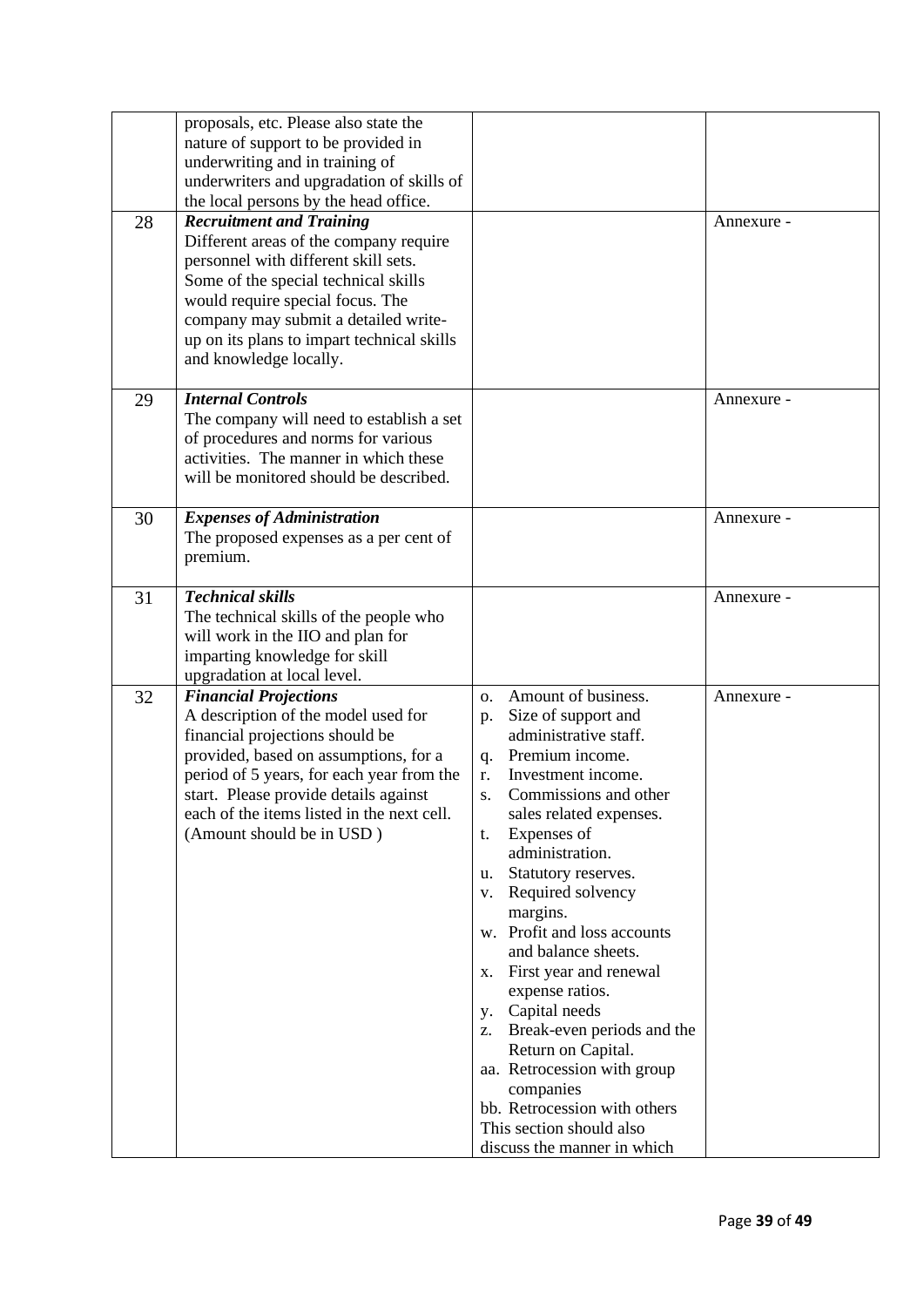|  |  |  |  |
|---|---|---|---|
|  | proposals, etc. Please also state the nature of support to be provided in underwriting and in training of underwriters and upgradation of skills of the local persons by the head office. |  |  |
| 28 | ***Recruitment and Training*** Different areas of the company require personnel with different skill sets. Some of the special technical skills would require special focus. The company may submit a detailed write-up on its plans to impart technical skills and knowledge locally. |  | Annexure - |
| 29 | ***Internal Controls*** The company will need to establish a set of procedures and norms for various activities. The manner in which these will be monitored should be described. |  | Annexure - |
| 30 | ***Expenses of Administration*** The proposed expenses as a per cent of premium. |  | Annexure - |
| 31 | ***Technical skills*** The technical skills of the people who will work in the IIO and plan for imparting knowledge for skill upgradation at local level. |  | Annexure - |
| 32 | ***Financial Projections*** A description of the model used for financial projections should be provided, based on assumptions, for a period of 5 years, for each year from the start. Please provide details against each of the items listed in the next cell. (Amount should be in USD ) | o. Amount of business.<br>p. Size of support and administrative staff.<br>q. Premium income.<br>r. Investment income.<br>s. Commissions and other sales related expenses.<br>t. Expenses of administration.<br>u. Statutory reserves.<br>v. Required solvency margins.<br>w. Profit and loss accounts and balance sheets.<br>x. First year and renewal expense ratios.<br>y. Capital needs<br>z. Break-even periods and the Return on Capital.<br>aa. Retrocession with group companies<br>bb. Retrocession with others<br>This section should also discuss the manner in which | Annexure - |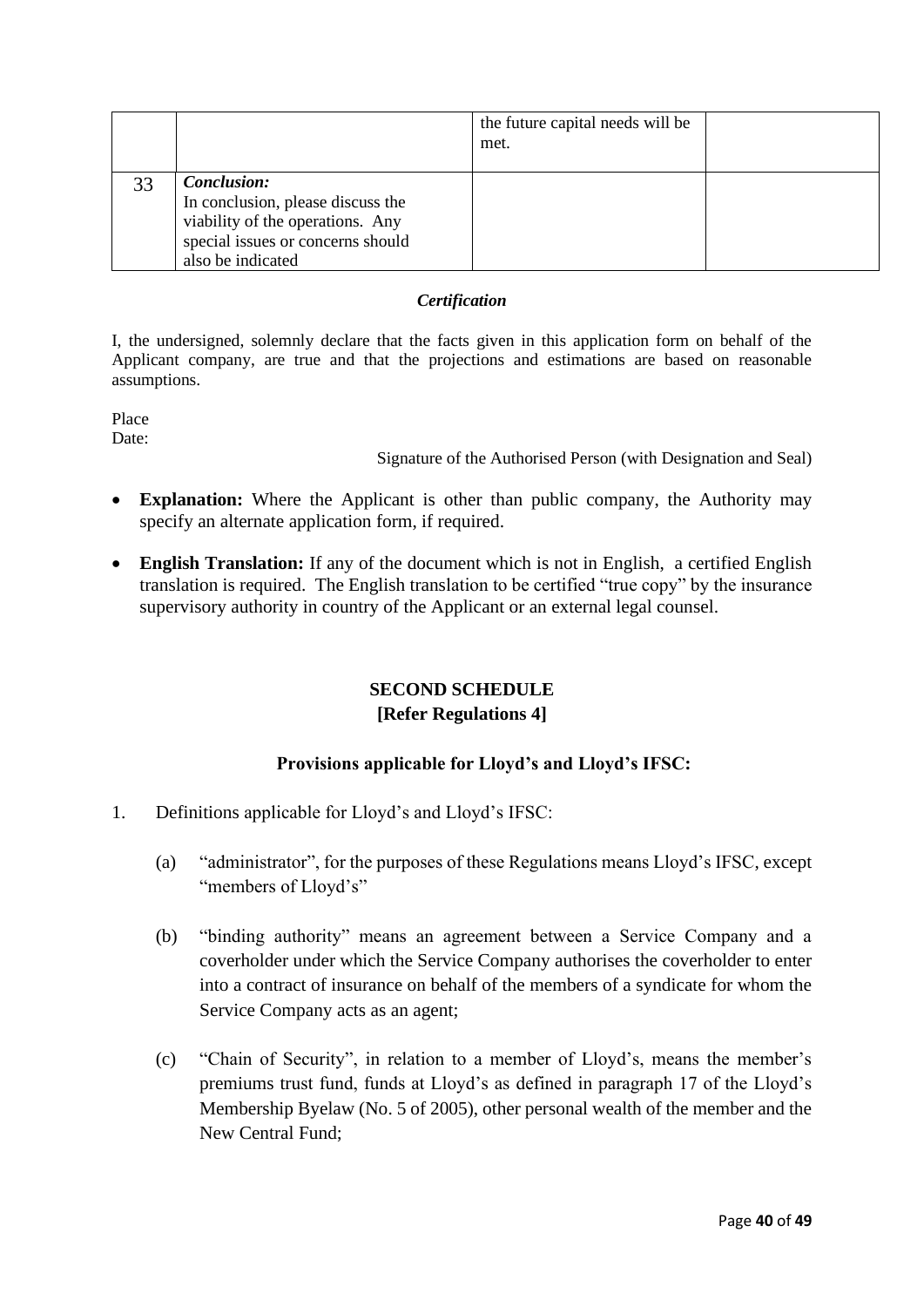| | | | |
|---|---|---|---|
| | | the future capital needs will be met. | |
| 33 | ***Conclusion:*** In conclusion, please discuss the viability of the operations. Any special issues or concerns should also be indicated | | |

***Certification***

I, the undersigned, solemnly declare that the facts given in this application form on behalf of the Applicant company, are true and that the projections and estimations are based on reasonable assumptions.

Place
Date:

Signature of the Authorised Person (with Designation and Seal)

- **Explanation:** Where the Applicant is other than public company, the Authority may specify an alternate application form, if required.
- **English Translation:** If any of the document which is not in English, a certified English translation is required. The English translation to be certified "true copy" by the insurance supervisory authority in country of the Applicant or an external legal counsel.

## SECOND SCHEDULE
**[Refer Regulations 4]**

### Provisions applicable for Lloyd's and Lloyd's IFSC:

1. Definitions applicable for Lloyd's and Lloyd's IFSC:

   (a) "administrator", for the purposes of these Regulations means Lloyd's IFSC, except "members of Lloyd's"

   (b) "binding authority" means an agreement between a Service Company and a coverholder under which the Service Company authorises the coverholder to enter into a contract of insurance on behalf of the members of a syndicate for whom the Service Company acts as an agent;

   (c) "Chain of Security", in relation to a member of Lloyd's, means the member's premiums trust fund, funds at Lloyd's as defined in paragraph 17 of the Lloyd's Membership Byelaw (No. 5 of 2005), other personal wealth of the member and the New Central Fund;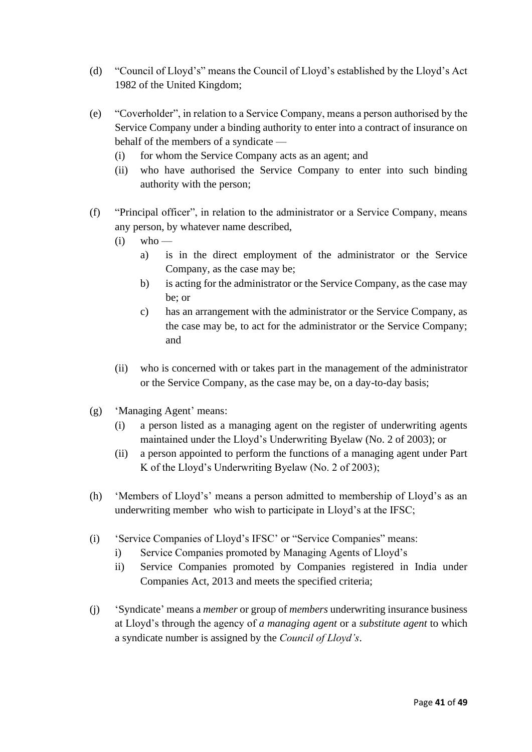(d) "Council of Lloyd's" means the Council of Lloyd's established by the Lloyd's Act 1982 of the United Kingdom;

(e) "Coverholder", in relation to a Service Company, means a person authorised by the Service Company under a binding authority to enter into a contract of insurance on behalf of the members of a syndicate —
   - (i) for whom the Service Company acts as an agent; and
   - (ii) who have authorised the Service Company to enter into such binding authority with the person;

(f) "Principal officer", in relation to the administrator or a Service Company, means any person, by whatever name described,
   - (i) who —
     - a) is in the direct employment of the administrator or the Service Company, as the case may be;
     - b) is acting for the administrator or the Service Company, as the case may be; or
     - c) has an arrangement with the administrator or the Service Company, as the case may be, to act for the administrator or the Service Company; and
   - (ii) who is concerned with or takes part in the management of the administrator or the Service Company, as the case may be, on a day-to-day basis;

(g) 'Managing Agent' means:
   - (i) a person listed as a managing agent on the register of underwriting agents maintained under the Lloyd's Underwriting Byelaw (No. 2 of 2003); or
   - (ii) a person appointed to perform the functions of a managing agent under Part K of the Lloyd's Underwriting Byelaw (No. 2 of 2003);

(h) 'Members of Lloyd's' means a person admitted to membership of Lloyd's as an underwriting member who wish to participate in Lloyd's at the IFSC;

(i) 'Service Companies of Lloyd's IFSC' or "Service Companies" means:
   - i) Service Companies promoted by Managing Agents of Lloyd's
   - ii) Service Companies promoted by Companies registered in India under Companies Act, 2013 and meets the specified criteria;

(j) 'Syndicate' means a *member* or group of *members* underwriting insurance business at Lloyd's through the agency of *a managing agent* or a *substitute agent* to which a syndicate number is assigned by the *Council of Lloyd's*.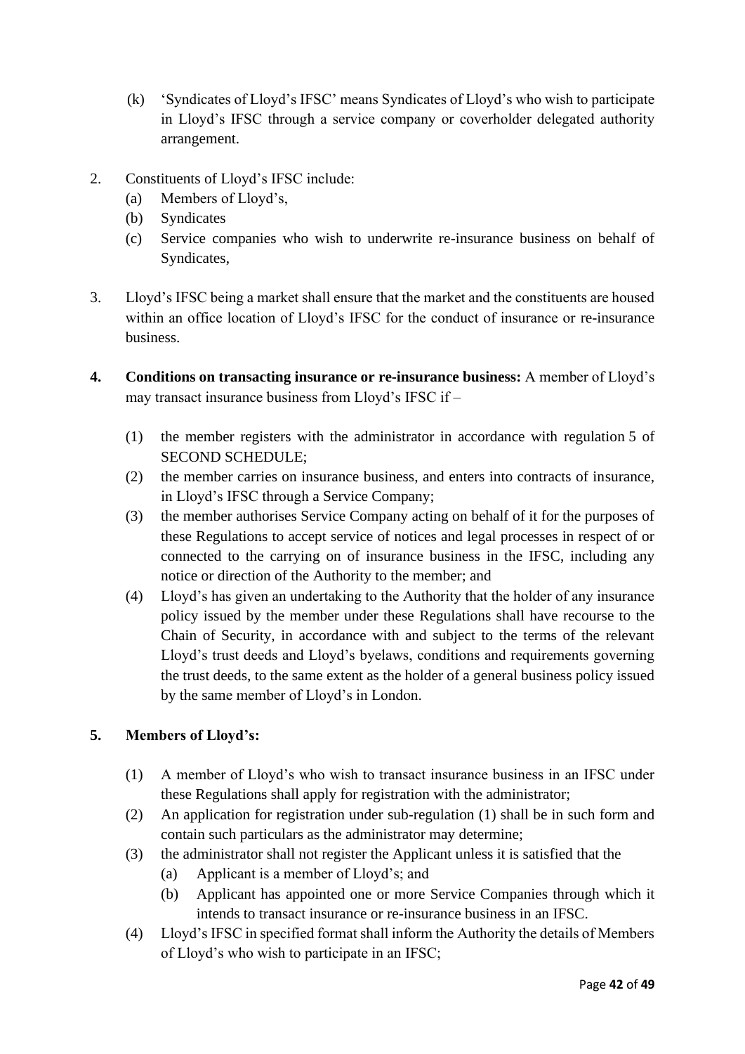(k) 'Syndicates of Lloyd's IFSC' means Syndicates of Lloyd's who wish to participate in Lloyd's IFSC through a service company or coverholder delegated authority arrangement.

2. Constituents of Lloyd's IFSC include:
   (a) Members of Lloyd's,
   (b) Syndicates
   (c) Service companies who wish to underwrite re-insurance business on behalf of Syndicates,

3. Lloyd's IFSC being a market shall ensure that the market and the constituents are housed within an office location of Lloyd's IFSC for the conduct of insurance or re-insurance business.

4. **Conditions on transacting insurance or re-insurance business:** A member of Lloyd's may transact insurance business from Lloyd's IFSC if –

   (1) the member registers with the administrator in accordance with regulation 5 of SECOND SCHEDULE;
   (2) the member carries on insurance business, and enters into contracts of insurance, in Lloyd's IFSC through a Service Company;
   (3) the member authorises Service Company acting on behalf of it for the purposes of these Regulations to accept service of notices and legal processes in respect of or connected to the carrying on of insurance business in the IFSC, including any notice or direction of the Authority to the member; and
   (4) Lloyd's has given an undertaking to the Authority that the holder of any insurance policy issued by the member under these Regulations shall have recourse to the Chain of Security, in accordance with and subject to the terms of the relevant Lloyd's trust deeds and Lloyd's byelaws, conditions and requirements governing the trust deeds, to the same extent as the holder of a general business policy issued by the same member of Lloyd's in London.

5. **Members of Lloyd's:**

   (1) A member of Lloyd's who wish to transact insurance business in an IFSC under these Regulations shall apply for registration with the administrator;
   (2) An application for registration under sub-regulation (1) shall be in such form and contain such particulars as the administrator may determine;
   (3) the administrator shall not register the Applicant unless it is satisfied that the
       (a) Applicant is a member of Lloyd's; and
       (b) Applicant has appointed one or more Service Companies through which it intends to transact insurance or re-insurance business in an IFSC.
   (4) Lloyd's IFSC in specified format shall inform the Authority the details of Members of Lloyd's who wish to participate in an IFSC;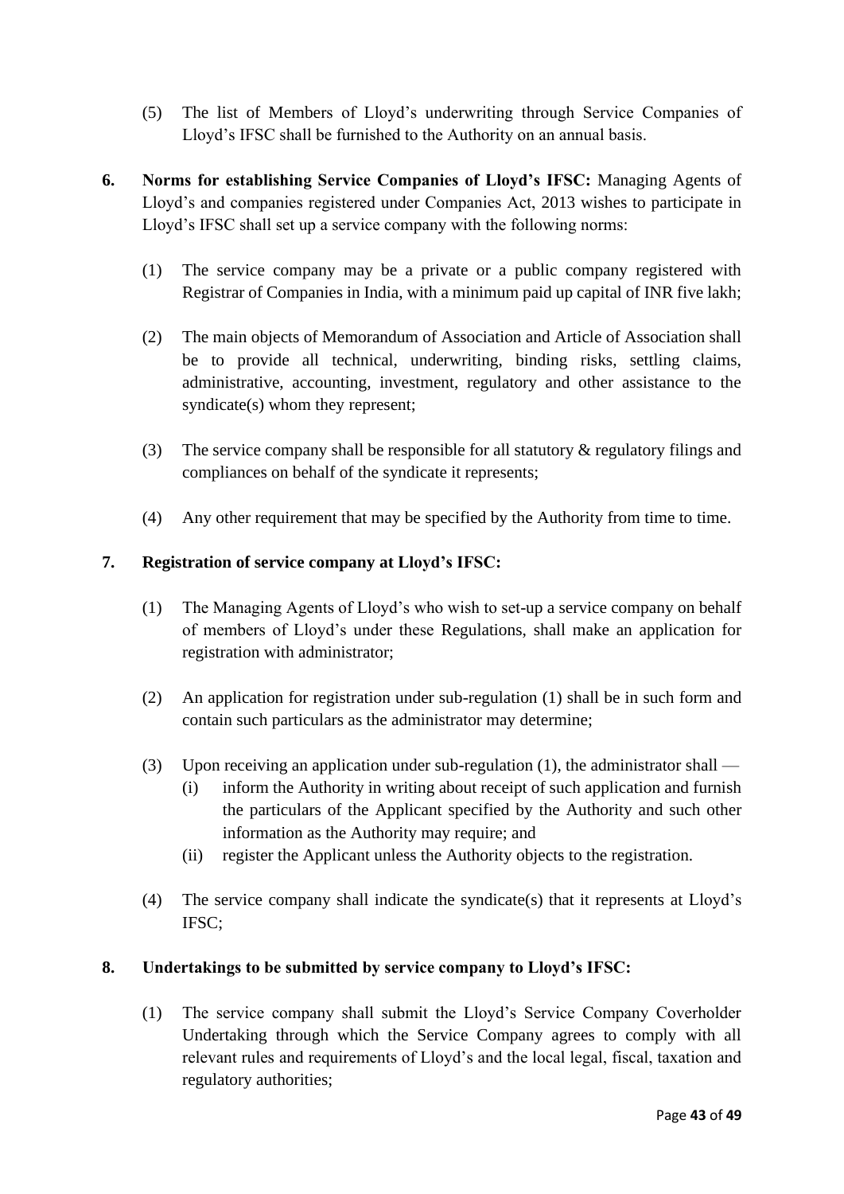(5) The list of Members of Lloyd's underwriting through Service Companies of Lloyd's IFSC shall be furnished to the Authority on an annual basis.

**6. Norms for establishing Service Companies of Lloyd's IFSC:** Managing Agents of Lloyd's and companies registered under Companies Act, 2013 wishes to participate in Lloyd's IFSC shall set up a service company with the following norms:

(1) The service company may be a private or a public company registered with Registrar of Companies in India, with a minimum paid up capital of INR five lakh;

(2) The main objects of Memorandum of Association and Article of Association shall be to provide all technical, underwriting, binding risks, settling claims, administrative, accounting, investment, regulatory and other assistance to the syndicate(s) whom they represent;

(3) The service company shall be responsible for all statutory & regulatory filings and compliances on behalf of the syndicate it represents;

(4) Any other requirement that may be specified by the Authority from time to time.

**7. Registration of service company at Lloyd's IFSC:**

(1) The Managing Agents of Lloyd's who wish to set-up a service company on behalf of members of Lloyd's under these Regulations, shall make an application for registration with administrator;

(2) An application for registration under sub-regulation (1) shall be in such form and contain such particulars as the administrator may determine;

(3) Upon receiving an application under sub-regulation (1), the administrator shall —
   (i) inform the Authority in writing about receipt of such application and furnish the particulars of the Applicant specified by the Authority and such other information as the Authority may require; and
   (ii) register the Applicant unless the Authority objects to the registration.

(4) The service company shall indicate the syndicate(s) that it represents at Lloyd's IFSC;

**8. Undertakings to be submitted by service company to Lloyd's IFSC:**

(1) The service company shall submit the Lloyd's Service Company Coverholder Undertaking through which the Service Company agrees to comply with all relevant rules and requirements of Lloyd's and the local legal, fiscal, taxation and regulatory authorities;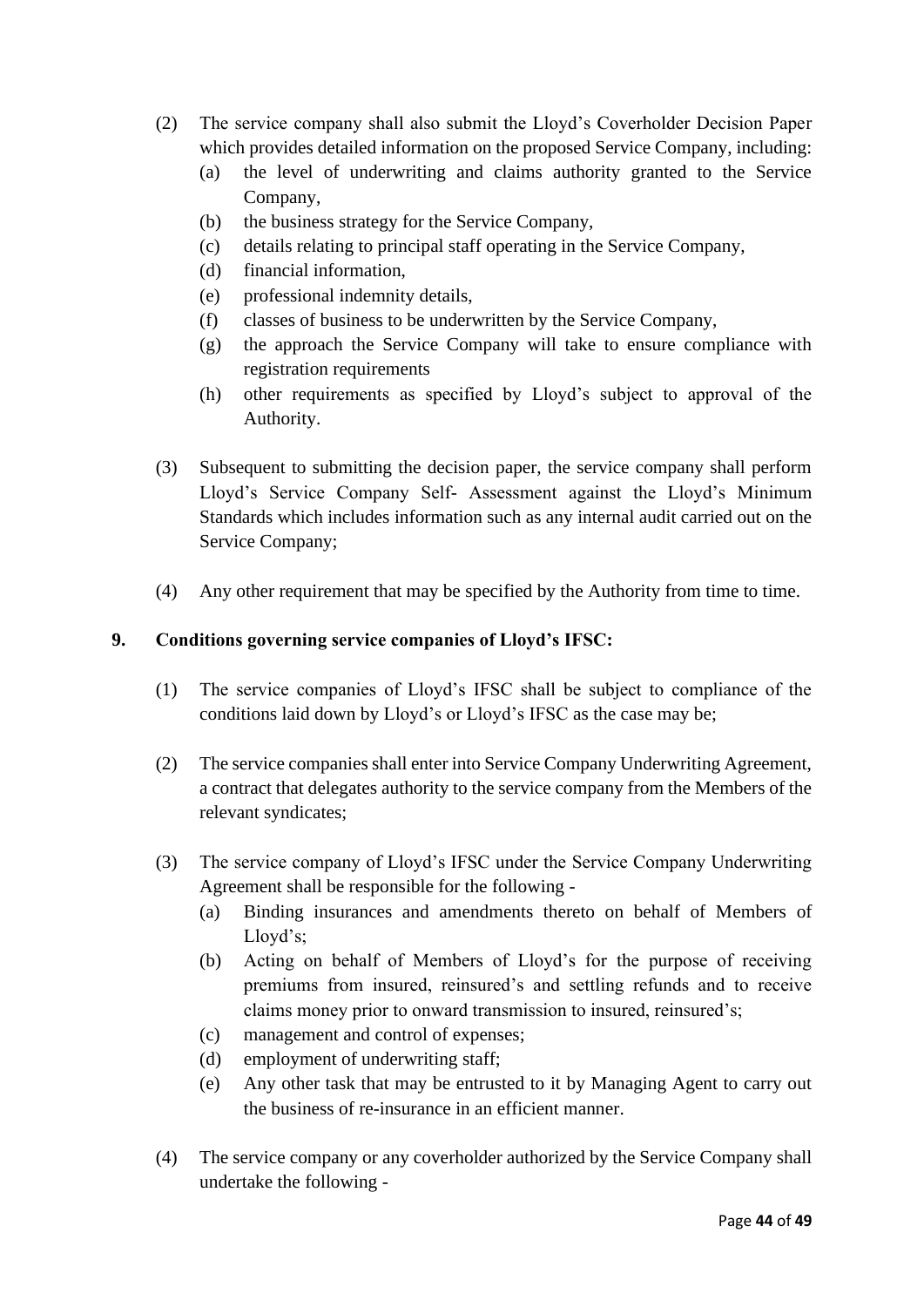(2) The service company shall also submit the Lloyd's Coverholder Decision Paper which provides detailed information on the proposed Service Company, including:

   (a) the level of underwriting and claims authority granted to the Service Company,

   (b) the business strategy for the Service Company,

   (c) details relating to principal staff operating in the Service Company,

   (d) financial information,

   (e) professional indemnity details,

   (f) classes of business to be underwritten by the Service Company,

   (g) the approach the Service Company will take to ensure compliance with registration requirements

   (h) other requirements as specified by Lloyd's subject to approval of the Authority.

(3) Subsequent to submitting the decision paper, the service company shall perform Lloyd's Service Company Self- Assessment against the Lloyd's Minimum Standards which includes information such as any internal audit carried out on the Service Company;

(4) Any other requirement that may be specified by the Authority from time to time.

**9. Conditions governing service companies of Lloyd's IFSC:**

(1) The service companies of Lloyd's IFSC shall be subject to compliance of the conditions laid down by Lloyd's or Lloyd's IFSC as the case may be;

(2) The service companies shall enter into Service Company Underwriting Agreement, a contract that delegates authority to the service company from the Members of the relevant syndicates;

(3) The service company of Lloyd's IFSC under the Service Company Underwriting Agreement shall be responsible for the following -

   (a) Binding insurances and amendments thereto on behalf of Members of Lloyd's;

   (b) Acting on behalf of Members of Lloyd's for the purpose of receiving premiums from insured, reinsured's and settling refunds and to receive claims money prior to onward transmission to insured, reinsured's;

   (c) management and control of expenses;

   (d) employment of underwriting staff;

   (e) Any other task that may be entrusted to it by Managing Agent to carry out the business of re-insurance in an efficient manner.

(4) The service company or any coverholder authorized by the Service Company shall undertake the following -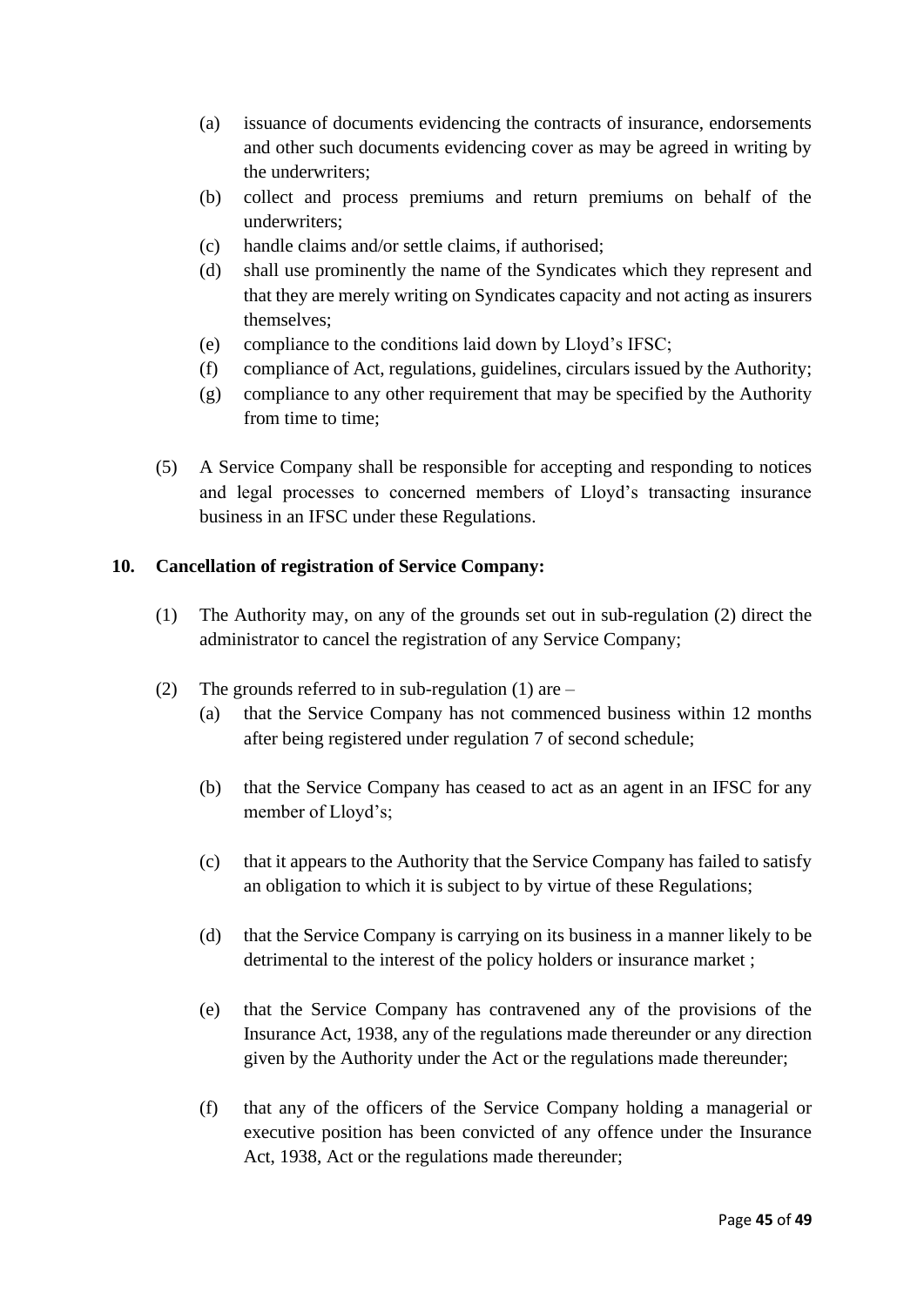(a) issuance of documents evidencing the contracts of insurance, endorsements and other such documents evidencing cover as may be agreed in writing by the underwriters;

(b) collect and process premiums and return premiums on behalf of the underwriters;

(c) handle claims and/or settle claims, if authorised;

(d) shall use prominently the name of the Syndicates which they represent and that they are merely writing on Syndicates capacity and not acting as insurers themselves;

(e) compliance to the conditions laid down by Lloyd's IFSC;

(f) compliance of Act, regulations, guidelines, circulars issued by the Authority;

(g) compliance to any other requirement that may be specified by the Authority from time to time;

(5) A Service Company shall be responsible for accepting and responding to notices and legal processes to concerned members of Lloyd's transacting insurance business in an IFSC under these Regulations.

**10. Cancellation of registration of Service Company:**

(1) The Authority may, on any of the grounds set out in sub-regulation (2) direct the administrator to cancel the registration of any Service Company;

(2) The grounds referred to in sub-regulation (1) are –

(a) that the Service Company has not commenced business within 12 months after being registered under regulation 7 of second schedule;

(b) that the Service Company has ceased to act as an agent in an IFSC for any member of Lloyd's;

(c) that it appears to the Authority that the Service Company has failed to satisfy an obligation to which it is subject to by virtue of these Regulations;

(d) that the Service Company is carrying on its business in a manner likely to be detrimental to the interest of the policy holders or insurance market ;

(e) that the Service Company has contravened any of the provisions of the Insurance Act, 1938, any of the regulations made thereunder or any direction given by the Authority under the Act or the regulations made thereunder;

(f) that any of the officers of the Service Company holding a managerial or executive position has been convicted of any offence under the Insurance Act, 1938, Act or the regulations made thereunder;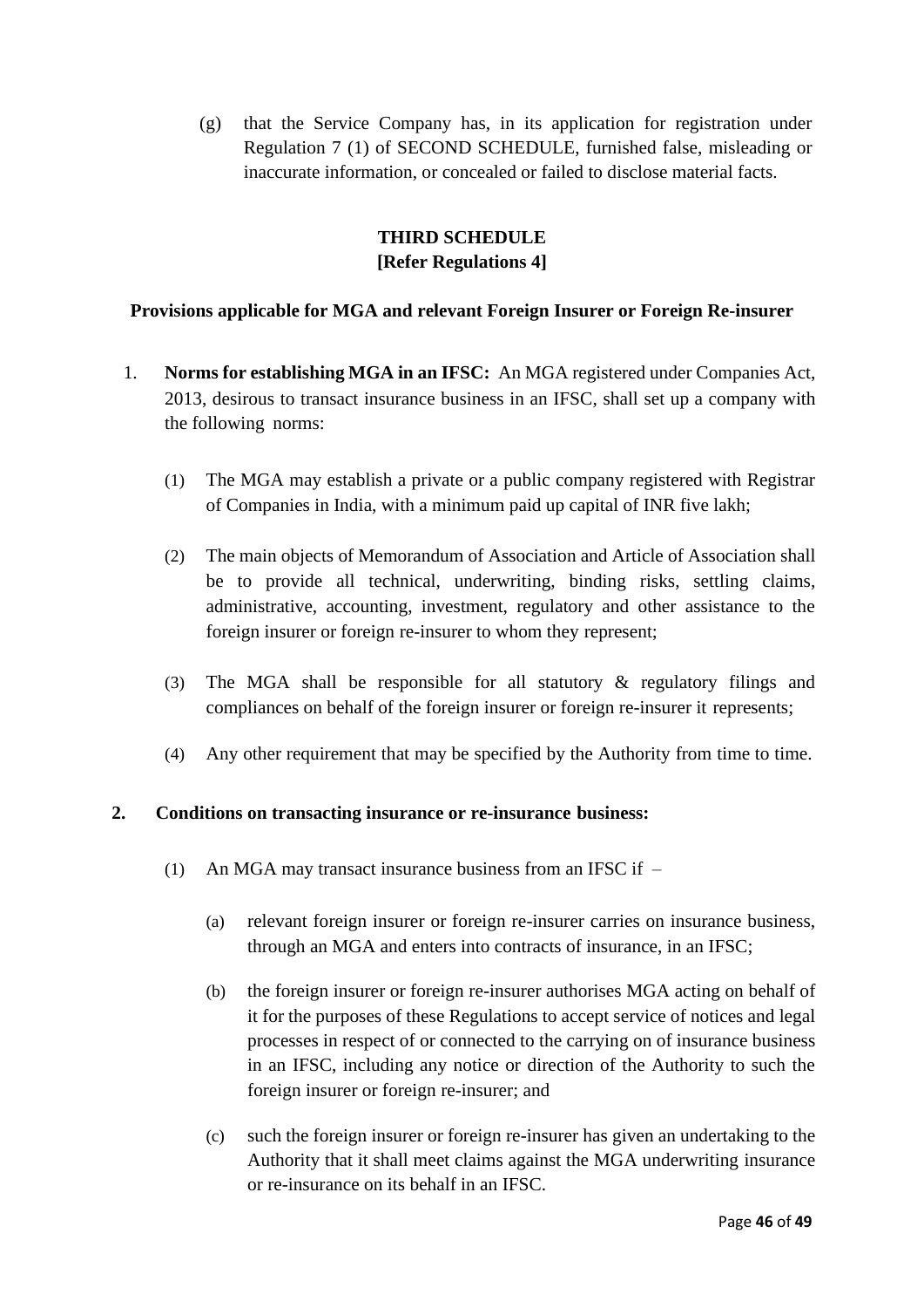(g) that the Service Company has, in its application for registration under Regulation 7 (1) of SECOND SCHEDULE, furnished false, misleading or inaccurate information, or concealed or failed to disclose material facts.

## THIRD SCHEDULE
**[Refer Regulations 4]**

### Provisions applicable for MGA and relevant Foreign Insurer or Foreign Re-insurer

1. **Norms for establishing MGA in an IFSC:** An MGA registered under Companies Act, 2013, desirous to transact insurance business in an IFSC, shall set up a company with the following norms:

   (1) The MGA may establish a private or a public company registered with Registrar of Companies in India, with a minimum paid up capital of INR five lakh;

   (2) The main objects of Memorandum of Association and Article of Association shall be to provide all technical, underwriting, binding risks, settling claims, administrative, accounting, investment, regulatory and other assistance to the foreign insurer or foreign re-insurer to whom they represent;

   (3) The MGA shall be responsible for all statutory & regulatory filings and compliances on behalf of the foreign insurer or foreign re-insurer it represents;

   (4) Any other requirement that may be specified by the Authority from time to time.

**2. Conditions on transacting insurance or re-insurance business:**

(1) An MGA may transact insurance business from an IFSC if –

   (a) relevant foreign insurer or foreign re-insurer carries on insurance business, through an MGA and enters into contracts of insurance, in an IFSC;

   (b) the foreign insurer or foreign re-insurer authorises MGA acting on behalf of it for the purposes of these Regulations to accept service of notices and legal processes in respect of or connected to the carrying on of insurance business in an IFSC, including any notice or direction of the Authority to such the foreign insurer or foreign re-insurer; and

   (c) such the foreign insurer or foreign re-insurer has given an undertaking to the Authority that it shall meet claims against the MGA underwriting insurance or re-insurance on its behalf in an IFSC.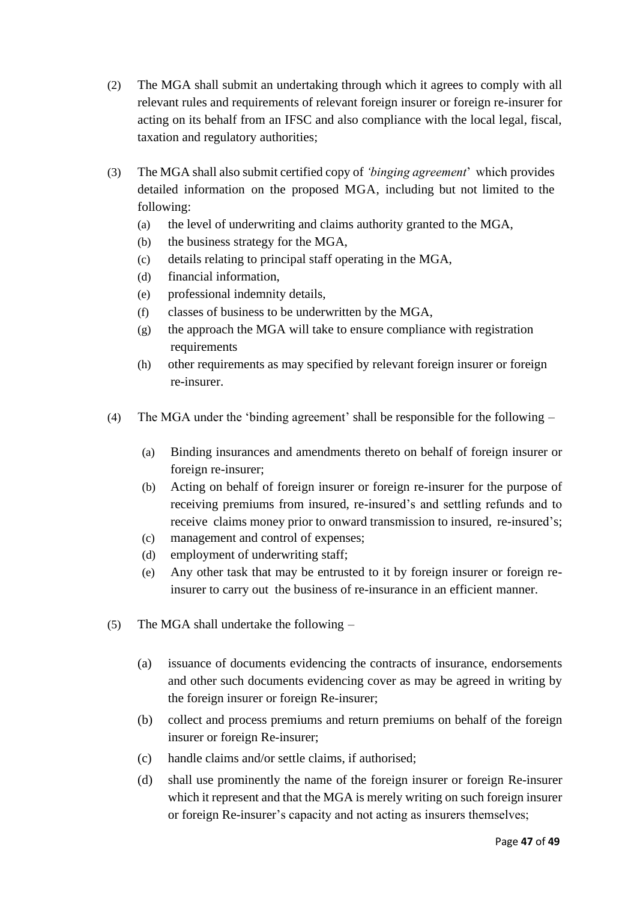(2) The MGA shall submit an undertaking through which it agrees to comply with all relevant rules and requirements of relevant foreign insurer or foreign re-insurer for acting on its behalf from an IFSC and also compliance with the local legal, fiscal, taxation and regulatory authorities;

(3) The MGA shall also submit certified copy of *'binging agreement'* which provides detailed information on the proposed MGA, including but not limited to the following:

   (a) the level of underwriting and claims authority granted to the MGA,
   (b) the business strategy for the MGA,
   (c) details relating to principal staff operating in the MGA,
   (d) financial information,
   (e) professional indemnity details,
   (f) classes of business to be underwritten by the MGA,
   (g) the approach the MGA will take to ensure compliance with registration requirements
   (h) other requirements as may specified by relevant foreign insurer or foreign re-insurer.

(4) The MGA under the 'binding agreement' shall be responsible for the following –

   (a) Binding insurances and amendments thereto on behalf of foreign insurer or foreign re-insurer;
   (b) Acting on behalf of foreign insurer or foreign re-insurer for the purpose of receiving premiums from insured, re-insured's and settling refunds and to receive claims money prior to onward transmission to insured, re-insured's;
   (c) management and control of expenses;
   (d) employment of underwriting staff;
   (e) Any other task that may be entrusted to it by foreign insurer or foreign re-insurer to carry out the business of re-insurance in an efficient manner.

(5) The MGA shall undertake the following –

   (a) issuance of documents evidencing the contracts of insurance, endorsements and other such documents evidencing cover as may be agreed in writing by the foreign insurer or foreign Re-insurer;

   (b) collect and process premiums and return premiums on behalf of the foreign insurer or foreign Re-insurer;

   (c) handle claims and/or settle claims, if authorised;

   (d) shall use prominently the name of the foreign insurer or foreign Re-insurer which it represent and that the MGA is merely writing on such foreign insurer or foreign Re-insurer's capacity and not acting as insurers themselves;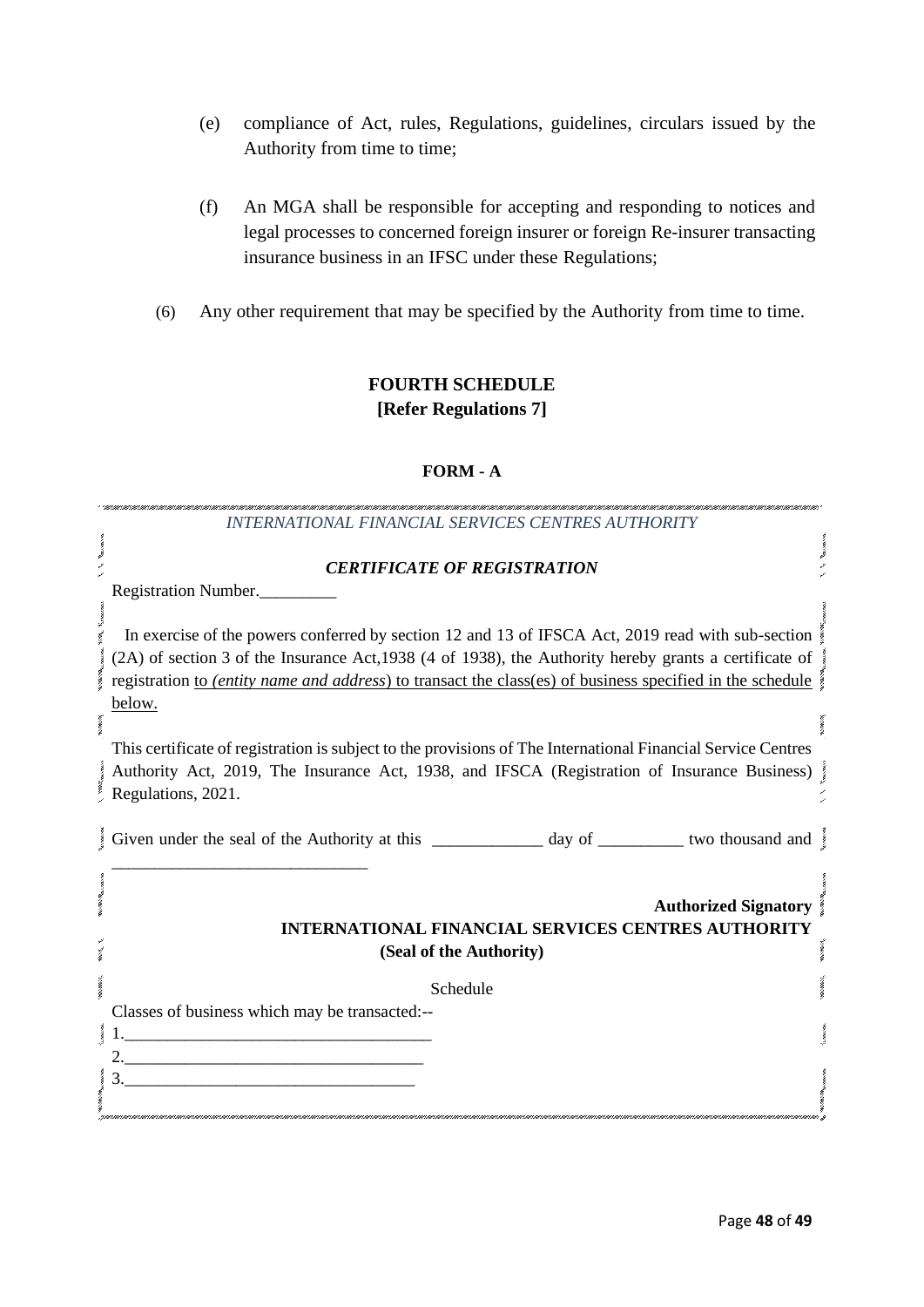(e) compliance of Act, rules, Regulations, guidelines, circulars issued by the Authority from time to time;

(f) An MGA shall be responsible for accepting and responding to notices and legal processes to concerned foreign insurer or foreign Re-insurer transacting insurance business in an IFSC under these Regulations;

(6) Any other requirement that may be specified by the Authority from time to time.

## FOURTH SCHEDULE
**[Refer Regulations 7]**

### FORM - A

*INTERNATIONAL FINANCIAL SERVICES CENTRES AUTHORITY*

***CERTIFICATE OF REGISTRATION***

Registration Number.\_\_\_\_\_\_\_\_\_

In exercise of the powers conferred by section 12 and 13 of IFSCA Act, 2019 read with sub-section (2A) of section 3 of the Insurance Act,1938 (4 of 1938), the Authority hereby grants a certificate of registration to *(entity name and address*) to transact the class(es) of business specified in the schedule below.

This certificate of registration is subject to the provisions of The International Financial Service Centres Authority Act, 2019, The Insurance Act, 1938, and IFSCA (Registration of Insurance Business) Regulations, 2021.

Given under the seal of the Authority at this \_\_\_\_\_\_\_\_\_\_\_\_\_ day of \_\_\_\_\_\_\_\_\_\_ two thousand and \_\_\_\_\_\_\_\_\_\_\_\_\_\_\_\_\_\_\_\_\_\_\_\_\_\_\_\_\_\_

**Authorized Signatory**
**INTERNATIONAL FINANCIAL SERVICES CENTRES AUTHORITY**
**(Seal of the Authority)**

Schedule

Classes of business which may be transacted:--

1.\_\_\_\_\_\_\_\_\_\_\_\_\_\_\_\_\_\_\_\_\_\_\_\_\_\_\_\_\_\_\_\_\_\_\_\_
2.\_\_\_\_\_\_\_\_\_\_\_\_\_\_\_\_\_\_\_\_\_\_\_\_\_\_\_\_\_\_\_\_\_\_\_
3.\_\_\_\_\_\_\_\_\_\_\_\_\_\_\_\_\_\_\_\_\_\_\_\_\_\_\_\_\_\_\_\_\_\_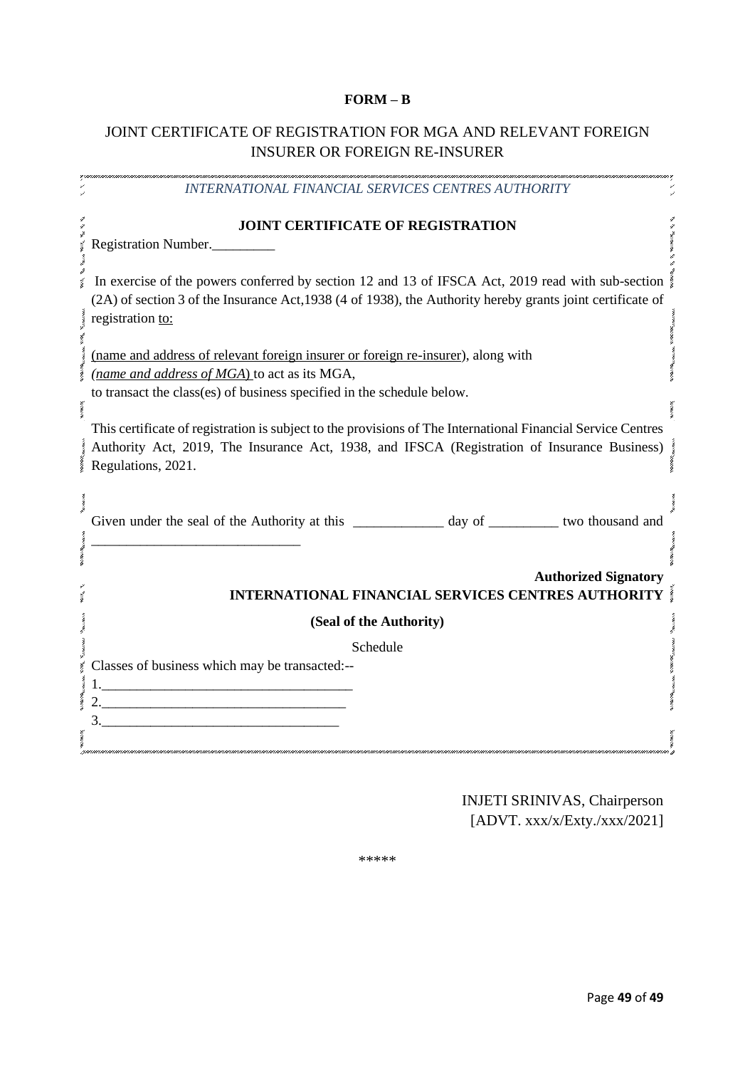**FORM – B**

JOINT CERTIFICATE OF REGISTRATION FOR MGA AND RELEVANT FOREIGN INSURER OR FOREIGN RE-INSURER

*INTERNATIONAL FINANCIAL SERVICES CENTRES AUTHORITY*

**JOINT CERTIFICATE OF REGISTRATION**

Registration Number.\_\_\_\_\_\_\_\_\_

In exercise of the powers conferred by section 12 and 13 of IFSCA Act, 2019 read with sub-section (2A) of section 3 of the Insurance Act,1938 (4 of 1938), the Authority hereby grants joint certificate of registration to:

(name and address of relevant foreign insurer or foreign re-insurer), along with
*(name and address of MGA)* to act as its MGA,
to transact the class(es) of business specified in the schedule below.

This certificate of registration is subject to the provisions of The International Financial Service Centres Authority Act, 2019, The Insurance Act, 1938, and IFSCA (Registration of Insurance Business) Regulations, 2021.

Given under the seal of the Authority at this \_\_\_\_\_\_\_\_\_\_\_\_\_ day of \_\_\_\_\_\_\_\_\_\_ two thousand and \_\_\_\_\_\_\_\_\_\_\_\_\_\_\_\_\_\_\_\_\_\_\_\_\_\_\_\_\_\_

**Authorized Signatory**
**INTERNATIONAL FINANCIAL SERVICES CENTRES AUTHORITY**

**(Seal of the Authority)**

Schedule

Classes of business which may be transacted:--
1.\_\_\_\_\_\_\_\_\_\_\_\_\_\_\_\_\_\_\_\_\_\_\_\_\_\_\_\_\_\_\_\_\_\_\_
2.\_\_\_\_\_\_\_\_\_\_\_\_\_\_\_\_\_\_\_\_\_\_\_\_\_\_\_\_\_\_\_\_\_\_
3.\_\_\_\_\_\_\_\_\_\_\_\_\_\_\_\_\_\_\_\_\_\_\_\_\_\_\_\_\_\_\_\_\_

INJETI SRINIVAS, Chairperson
[ADVT. xxx/x/Exty./xxx/2021]

\*\*\*\*\*